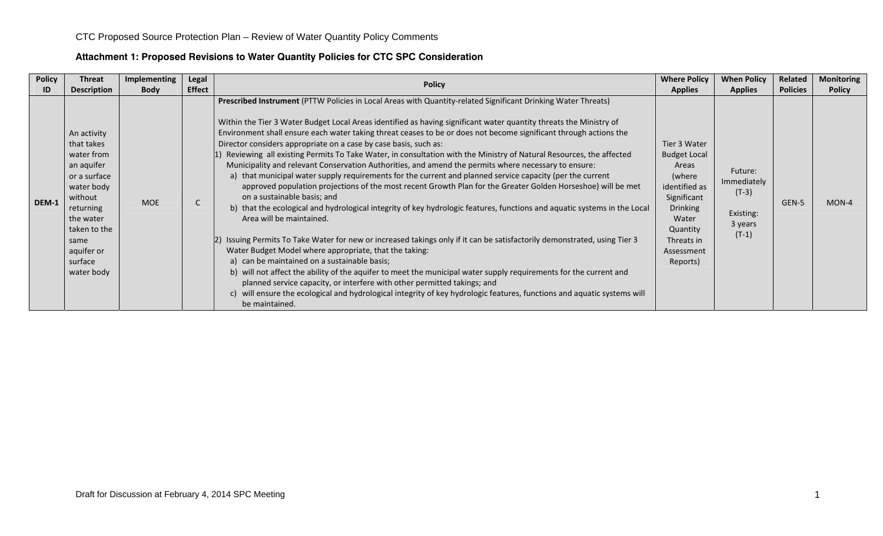CTC Proposed Source Protection Plan – Review of Water Quantity Policy Comments

## Attachment 1: Proposed Revisions to Water Quantity Policies for CTC SPC Consideration

| Policy ID | Threat Description | Implementing Body | Legal Effect | Policy | Where Policy Applies | When Policy Applies | Related Policies | Monitoring Policy |
|---|---|---|---|---|---|---|---|---|
| DEM-1 | An activity that takes water from an aquifer or a surface water body without returning the water taken to the same aquifer or surface water body | MOE | C | **Prescribed Instrument** (PTTW Policies in Local Areas with Quantity-related Significant Drinking Water Threats)<br><br>Within the Tier 3 Water Budget Local Areas identified as having significant water quantity threats the Ministry of Environment shall ensure each water taking threat ceases to be or does not become significant through actions the Director considers appropriate on a case by case basis, such as:<br>1) Reviewing all existing Permits To Take Water, in consultation with the Ministry of Natural Resources, the affected Municipality and relevant Conservation Authorities, and amend the permits where necessary to ensure:<br>a) that municipal water supply requirements for the current and planned service capacity (per the current approved population projections of the most recent Growth Plan for the Greater Golden Horseshoe) will be met on a sustainable basis; and<br>b) that the ecological and hydrological integrity of key hydrologic features, functions and aquatic systems in the Local Area will be maintained.<br><br>2) Issuing Permits To Take Water for new or increased takings only if it can be satisfactorily demonstrated, using Tier 3 Water Budget Model where appropriate, that the taking:<br>a) can be maintained on a sustainable basis;<br>b) will not affect the ability of the aquifer to meet the municipal water supply requirements for the current and planned service capacity, or interfere with other permitted takings; and<br>c) will ensure the ecological and hydrological integrity of key hydrologic features, functions and aquatic systems will be maintained. | Tier 3 Water Budget Local Areas (where identified as Significant Drinking Water Quantity Threats in Assessment Reports) | Future: Immediately (T-3)<br><br>Existing: 3 years (T-1) | GEN-5 | MON-4 |

Draft for Discussion at February 4, 2014 SPC Meeting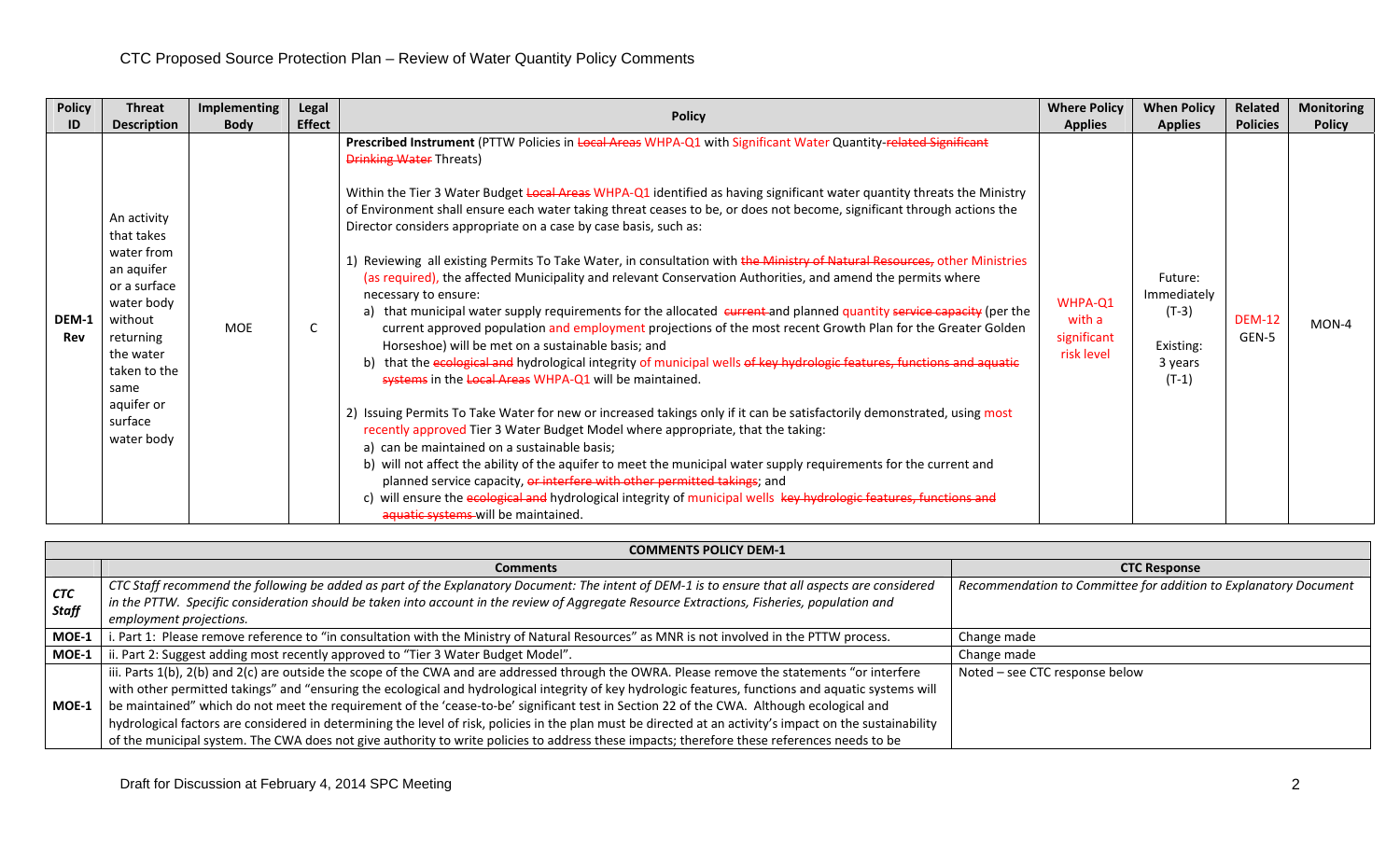# CTC Proposed Source Protection Plan – Review of Water Quantity Policy Comments

| Policy ID | Threat Description | Implementing Body | Legal Effect | Policy | Where Policy Applies | When Policy Applies | Related Policies | Monitoring Policy |
|---|---|---|---|---|---|---|---|---|
| DEM-1 Rev | An activity that takes water from an aquifer or a surface water body without returning the water taken to the same aquifer or surface water body | MOE | C | **Prescribed Instrument** (PTTW Policies in ~~Local Areas~~ WHPA-Q1 with Significant Water Quantity~~-related Significant Drinking Water~~ Threats)<br><br>Within the Tier 3 Water Budget ~~Local Areas~~ WHPA-Q1 identified as having significant water quantity threats the Ministry of Environment shall ensure each water taking threat ceases to be, or does not become, significant through actions the Director considers appropriate on a case by case basis, such as:<br><br>1) Reviewing all existing Permits To Take Water, in consultation with ~~the Ministry of Natural Resources,~~ other Ministries (as required), the affected Municipality and relevant Conservation Authorities, and amend the permits where necessary to ensure:<br>a) that municipal water supply requirements for the allocated ~~current~~ and planned quantity ~~service capacity~~ (per the current approved population and employment projections of the most recent Growth Plan for the Greater Golden Horseshoe) will be met on a sustainable basis; and<br>b) that the ~~ecological and~~ hydrological integrity of municipal wells ~~of key hydrologic features, functions and aquatic systems~~ in the ~~Local Areas~~ WHPA-Q1 will be maintained.<br><br>2) Issuing Permits To Take Water for new or increased takings only if it can be satisfactorily demonstrated, using most recently approved Tier 3 Water Budget Model where appropriate, that the taking:<br>a) can be maintained on a sustainable basis;<br>b) will not affect the ability of the aquifer to meet the municipal water supply requirements for the current and planned service capacity, ~~or interfere with other permitted takings~~; and<br>c) will ensure the ~~ecological and~~ hydrological integrity of municipal wells ~~key hydrologic features, functions and aquatic systems~~ will be maintained. | WHPA-Q1 with a significant risk level | Future: Immediately (T-3)<br><br>Existing: 3 years (T-1) | DEM-12<br>GEN-5 | MON-4 |

| COMMENTS POLICY DEM-1 | | |
|---|---|---|
| | **Comments** | **CTC Response** |
| *CTC Staff* | *CTC Staff recommend the following be added as part of the Explanatory Document: The intent of DEM-1 is to ensure that all aspects are considered in the PTTW. Specific consideration should be taken into account in the review of Aggregate Resource Extractions, Fisheries, population and employment projections.* | *Recommendation to Committee for addition to Explanatory Document* |
| MOE-1 | i. Part 1: Please remove reference to "in consultation with the Ministry of Natural Resources" as MNR is not involved in the PTTW process. | Change made |
| MOE-1 | ii. Part 2: Suggest adding most recently approved to "Tier 3 Water Budget Model". | Change made |
| MOE-1 | iii. Parts 1(b), 2(b) and 2(c) are outside the scope of the CWA and are addressed through the OWRA. Please remove the statements "or interfere with other permitted takings" and "ensuring the ecological and hydrological integrity of key hydrologic features, functions and aquatic systems will be maintained" which do not meet the requirement of the 'cease-to-be' significant test in Section 22 of the CWA. Although ecological and hydrological factors are considered in determining the level of risk, policies in the plan must be directed at an activity's impact on the sustainability of the municipal system. The CWA does not give authority to write policies to address these impacts; therefore these references needs to be | Noted – see CTC response below |

Draft for Discussion at February 4, 2014 SPC Meeting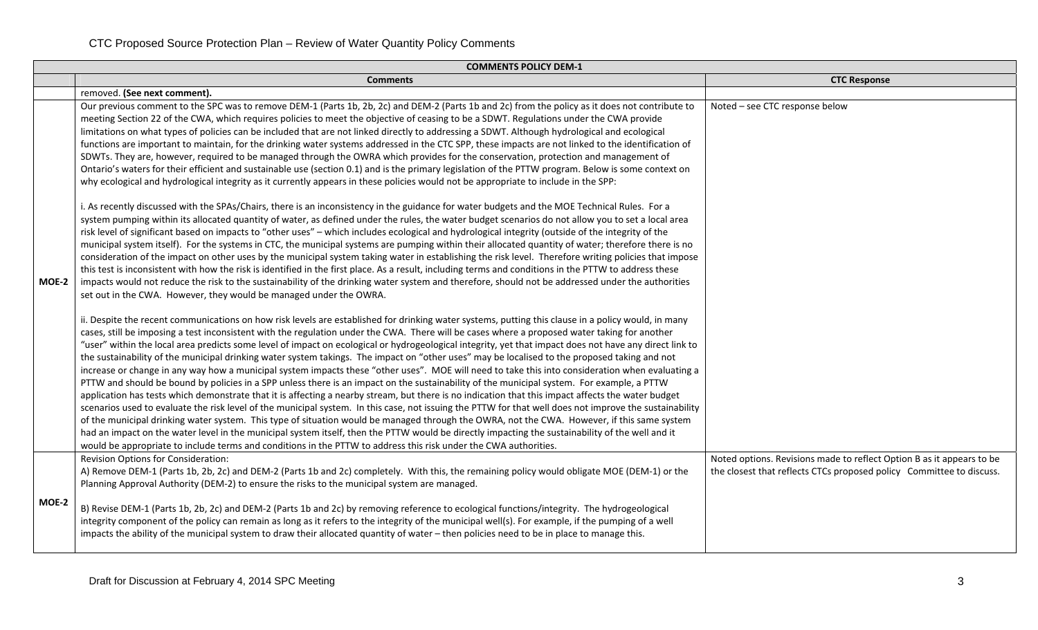CTC Proposed Source Protection Plan – Review of Water Quantity Policy Comments

| COMMENTS POLICY DEM-1 | | |
|---|---|---|
| | **Comments** | **CTC Response** |
| | removed. **(See next comment).** | |
| MOE-2 | Our previous comment to the SPC was to remove DEM-1 (Parts 1b, 2b, 2c) and DEM-2 (Parts 1b and 2c) from the policy as it does not contribute to meeting Section 22 of the CWA, which requires policies to meet the objective of ceasing to be a SDWT. Regulations under the CWA provide limitations on what types of policies can be included that are not linked directly to addressing a SDWT. Although hydrological and ecological functions are important to maintain, for the drinking water systems addressed in the CTC SPP, these impacts are not linked to the identification of SDWTs. They are, however, required to be managed through the OWRA which provides for the conservation, protection and management of Ontario's waters for their efficient and sustainable use (section 0.1) and is the primary legislation of the PTTW program. Below is some context on why ecological and hydrological integrity as it currently appears in these policies would not be appropriate to include in the SPP:<br><br>i. As recently discussed with the SPAs/Chairs, there is an inconsistency in the guidance for water budgets and the MOE Technical Rules. For a system pumping within its allocated quantity of water, as defined under the rules, the water budget scenarios do not allow you to set a local area risk level of significant based on impacts to "other uses" – which includes ecological and hydrological integrity (outside of the integrity of the municipal system itself). For the systems in CTC, the municipal systems are pumping within their allocated quantity of water; therefore there is no consideration of the impact on other uses by the municipal system taking water in establishing the risk level. Therefore writing policies that impose this test is inconsistent with how the risk is identified in the first place. As a result, including terms and conditions in the PTTW to address these impacts would not reduce the risk to the sustainability of the drinking water system and therefore, should not be addressed under the authorities set out in the CWA. However, they would be managed under the OWRA.<br><br>ii. Despite the recent communications on how risk levels are established for drinking water systems, putting this clause in a policy would, in many cases, still be imposing a test inconsistent with the regulation under the CWA. There will be cases where a proposed water taking for another "user" within the local area predicts some level of impact on ecological or hydrogeological integrity, yet that impact does not have any direct link to the sustainability of the municipal drinking water system takings. The impact on "other uses" may be localised to the proposed taking and not increase or change in any way how a municipal system impacts these "other uses". MOE will need to take this into consideration when evaluating a PTTW and should be bound by policies in a SPP unless there is an impact on the sustainability of the municipal system. For example, a PTTW application has tests which demonstrate that it is affecting a nearby stream, but there is no indication that this impact affects the water budget scenarios used to evaluate the risk level of the municipal system. In this case, not issuing the PTTW for that well does not improve the sustainability of the municipal drinking water system. This type of situation would be managed through the OWRA, not the CWA. However, if this same system had an impact on the water level in the municipal system itself, then the PTTW would be directly impacting the sustainability of the well and it would be appropriate to include terms and conditions in the PTTW to address this risk under the CWA authorities. | Noted – see CTC response below |
| MOE-2 | Revision Options for Consideration:<br>A) Remove DEM-1 (Parts 1b, 2b, 2c) and DEM-2 (Parts 1b and 2c) completely. With this, the remaining policy would obligate MOE (DEM-1) or the Planning Approval Authority (DEM-2) to ensure the risks to the municipal system are managed.<br><br>B) Revise DEM-1 (Parts 1b, 2b, 2c) and DEM-2 (Parts 1b and 2c) by removing reference to ecological functions/integrity. The hydrogeological integrity component of the policy can remain as long as it refers to the integrity of the municipal well(s). For example, if the pumping of a well impacts the ability of the municipal system to draw their allocated quantity of water – then policies need to be in place to manage this. | Noted options. Revisions made to reflect Option B as it appears to be the closest that reflects CTCs proposed policy Committee to discuss. |

Draft for Discussion at February 4, 2014 SPC Meeting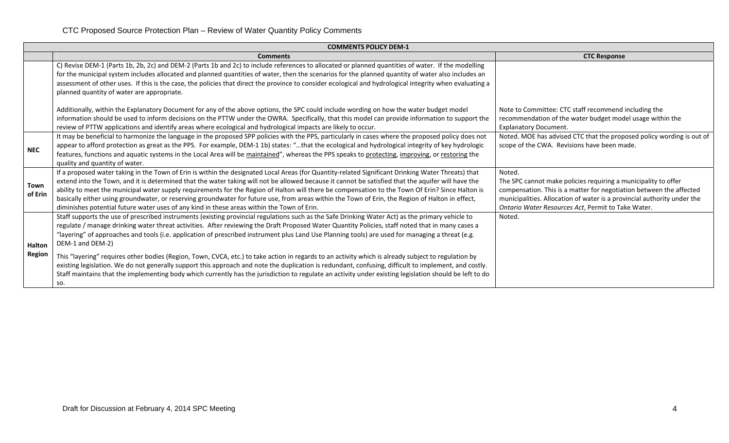CTC Proposed Source Protection Plan – Review of Water Quantity Policy Comments

| COMMENTS POLICY DEM-1 | | |
|---|---|---|
| | **Comments** | **CTC Response** |
| | C) Revise DEM-1 (Parts 1b, 2b, 2c) and DEM-2 (Parts 1b and 2c) to include references to allocated or planned quantities of water. If the modelling for the municipal system includes allocated and planned quantities of water, then the scenarios for the planned quantity of water also includes an assessment of other uses. If this is the case, the policies that direct the province to consider ecological and hydrological integrity when evaluating a planned quantity of water are appropriate.<br><br>Additionally, within the Explanatory Document for any of the above options, the SPC could include wording on how the water budget model information should be used to inform decisions on the PTTW under the OWRA. Specifically, that this model can provide information to support the review of PTTW applications and identify areas where ecological and hydrological impacts are likely to occur. | Note to Committee: CTC staff recommend including the recommendation of the water budget model usage within the Explanatory Document. |
| **NEC** | It may be beneficial to harmonize the language in the proposed SPP policies with the PPS, particularly in cases where the proposed policy does not appear to afford protection as great as the PPS. For example, DEM-1 1b) states: "…that the ecological and hydrological integrity of key hydrologic features, functions and aquatic systems in the Local Area will be maintained", whereas the PPS speaks to protecting, improving, or restoring the quality and quantity of water. | Noted. MOE has advised CTC that the proposed policy wording is out of scope of the CWA. Revisions have been made. |
| **Town of Erin** | If a proposed water taking in the Town of Erin is within the designated Local Areas (for Quantity-related Significant Drinking Water Threats) that extend into the Town, and it is determined that the water taking will not be allowed because it cannot be satisfied that the aquifer will have the ability to meet the municipal water supply requirements for the Region of Halton will there be compensation to the Town Of Erin? Since Halton is basically either using groundwater, or reserving groundwater for future use, from areas within the Town of Erin, the Region of Halton in effect, diminishes potential future water uses of any kind in these areas within the Town of Erin. | Noted.<br>The SPC cannot make policies requiring a municipality to offer compensation. This is a matter for negotiation between the affected municipalities. Allocation of water is a provincial authority under the *Ontario Water Resources Act*, Permit to Take Water. |
| **Halton Region** | Staff supports the use of prescribed instruments (existing provincial regulations such as the Safe Drinking Water Act) as the primary vehicle to regulate / manage drinking water threat activities. After reviewing the Draft Proposed Water Quantity Policies, staff noted that in many cases a "layering" of approaches and tools (i.e. application of prescribed instrument plus Land Use Planning tools) are used for managing a threat (e.g. DEM-1 and DEM-2)<br><br>This "layering" requires other bodies (Region, Town, CVCA, etc.) to take action in regards to an activity which is already subject to regulation by existing legislation. We do not generally support this approach and note the duplication is redundant, confusing, difficult to implement, and costly. Staff maintains that the implementing body which currently has the jurisdiction to regulate an activity under existing legislation should be left to do so. | Noted. |

Draft for Discussion at February 4, 2014 SPC Meeting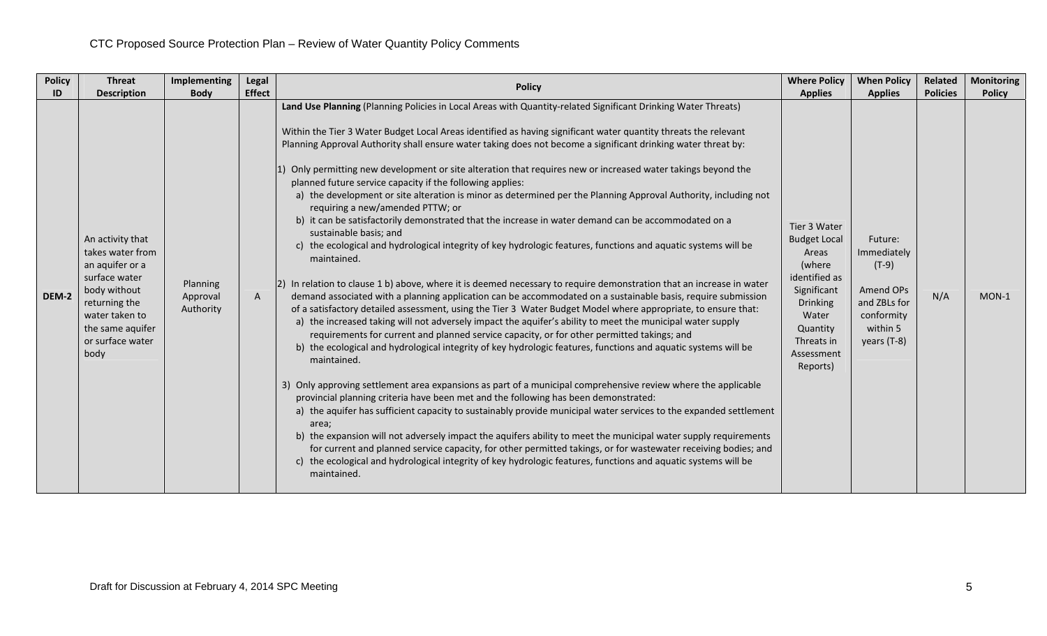| Policy ID | Threat Description | Implementing Body | Legal Effect | Policy | Where Policy Applies | When Policy Applies | Related Policies | Monitoring Policy |
|---|---|---|---|---|---|---|---|---|
| DEM-2 | An activity that takes water from an aquifer or a surface water body without returning the water taken to the same aquifer or surface water body | Planning Approval Authority | A | **Land Use Planning** (Planning Policies in Local Areas with Quantity-related Significant Drinking Water Threats)<br><br>Within the Tier 3 Water Budget Local Areas identified as having significant water quantity threats the relevant Planning Approval Authority shall ensure water taking does not become a significant drinking water threat by:<br><br>1) Only permitting new development or site alteration that requires new or increased water takings beyond the planned future service capacity if the following applies:<br>a) the development or site alteration is minor as determined per the Planning Approval Authority, including not requiring a new/amended PTTW; or<br>b) it can be satisfactorily demonstrated that the increase in water demand can be accommodated on a sustainable basis; and<br>c) the ecological and hydrological integrity of key hydrologic features, functions and aquatic systems will be maintained.<br><br>2) In relation to clause 1 b) above, where it is deemed necessary to require demonstration that an increase in water demand associated with a planning application can be accommodated on a sustainable basis, require submission of a satisfactory detailed assessment, using the Tier 3 Water Budget Model where appropriate, to ensure that:<br>a) the increased taking will not adversely impact the aquifer's ability to meet the municipal water supply requirements for current and planned service capacity, or for other permitted takings; and<br>b) the ecological and hydrological integrity of key hydrologic features, functions and aquatic systems will be maintained.<br><br>3) Only approving settlement area expansions as part of a municipal comprehensive review where the applicable provincial planning criteria have been met and the following has been demonstrated:<br>a) the aquifer has sufficient capacity to sustainably provide municipal water services to the expanded settlement area;<br>b) the expansion will not adversely impact the aquifers ability to meet the municipal water supply requirements for current and planned service capacity, for other permitted takings, or for wastewater receiving bodies; and<br>c) the ecological and hydrological integrity of key hydrologic features, functions and aquatic systems will be maintained. | Tier 3 Water Budget Local Areas (where identified as Significant Drinking Water Quantity Threats in Assessment Reports) | Future: Immediately (T-9)<br><br>Amend OPs and ZBLs for conformity within 5 years (T-8) | N/A | MON-1 |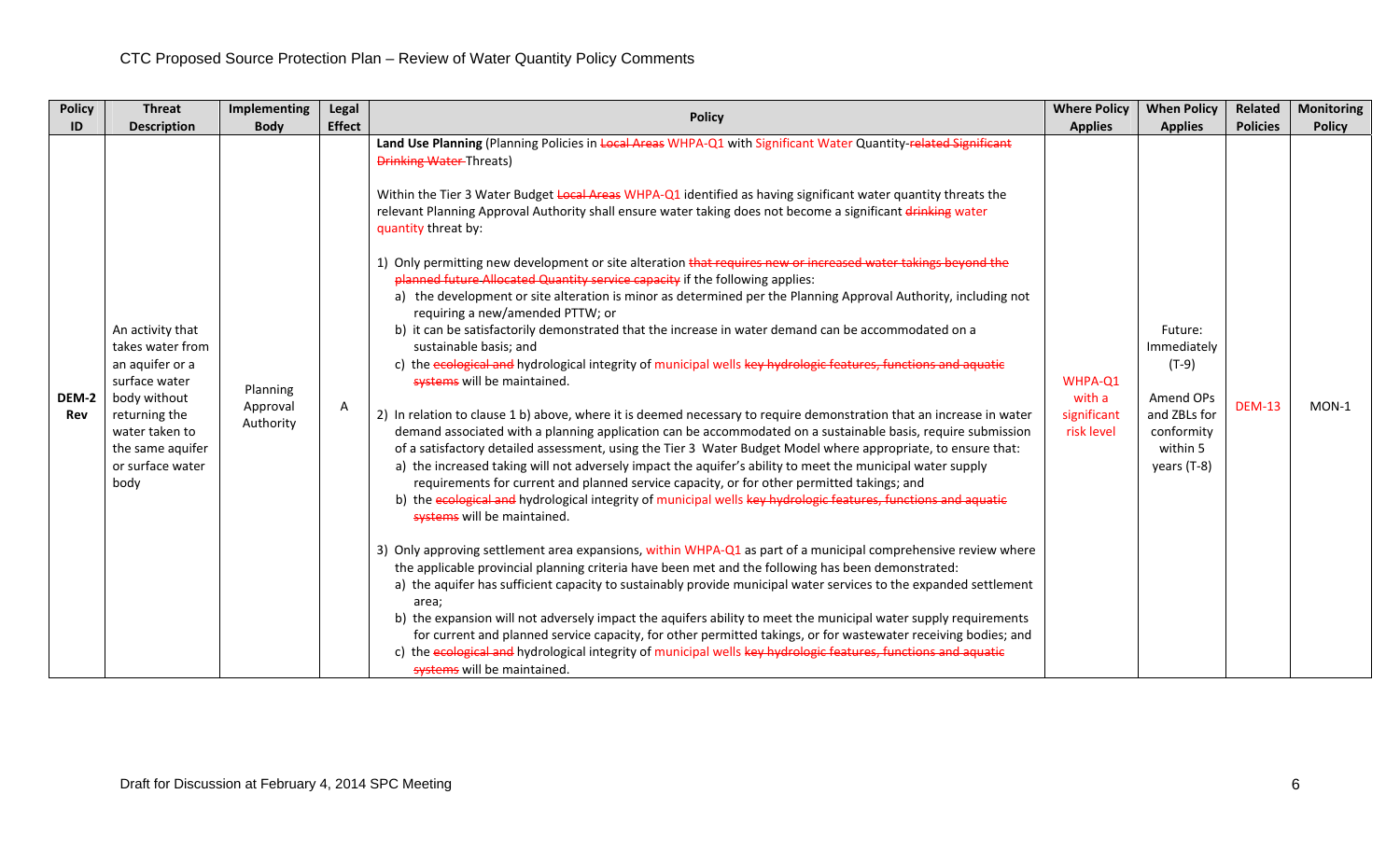CTC Proposed Source Protection Plan – Review of Water Quantity Policy Comments

| Policy ID | Threat Description | Implementing Body | Legal Effect | Policy | Where Policy Applies | When Policy Applies | Related Policies | Monitoring Policy |
|---|---|---|---|---|---|---|---|---|
| **DEM-2 Rev** | An activity that takes water from an aquifer or a surface water body without returning the water taken to the same aquifer or surface water body | Planning Approval Authority | A | **Land Use Planning** (Planning Policies in ~~Local Areas~~ WHPA-Q1 with Significant Water Quantity-~~related Significant Drinking Water~~ Threats)<br><br>Within the Tier 3 Water Budget ~~Local Areas~~ WHPA-Q1 identified as having significant water quantity threats the relevant Planning Approval Authority shall ensure water taking does not become a significant ~~drinking~~ water quantity threat by:<br><br>1) Only permitting new development or site alteration ~~that requires new or increased water takings beyond the planned future Allocated Quantity service capacity~~ if the following applies:<br>a) the development or site alteration is minor as determined per the Planning Approval Authority, including not requiring a new/amended PTTW; or<br>b) it can be satisfactorily demonstrated that the increase in water demand can be accommodated on a sustainable basis; and<br>c) the ~~ecological and~~ hydrological integrity of municipal wells ~~key hydrologic features, functions and aquatic systems~~ will be maintained.<br><br>2) In relation to clause 1 b) above, where it is deemed necessary to require demonstration that an increase in water demand associated with a planning application can be accommodated on a sustainable basis, require submission of a satisfactory detailed assessment, using the Tier 3 Water Budget Model where appropriate, to ensure that:<br>a) the increased taking will not adversely impact the aquifer's ability to meet the municipal water supply requirements for current and planned service capacity, or for other permitted takings; and<br>b) the ~~ecological and~~ hydrological integrity of municipal wells ~~key hydrologic features, functions and aquatic systems~~ will be maintained.<br><br>3) Only approving settlement area expansions, within WHPA-Q1 as part of a municipal comprehensive review where the applicable provincial planning criteria have been met and the following has been demonstrated:<br>a) the aquifer has sufficient capacity to sustainably provide municipal water services to the expanded settlement area;<br>b) the expansion will not adversely impact the aquifers ability to meet the municipal water supply requirements for current and planned service capacity, for other permitted takings, or for wastewater receiving bodies; and<br>c) the ~~ecological and~~ hydrological integrity of municipal wells ~~key hydrologic features, functions and aquatic systems~~ will be maintained. | WHPA-Q1 with a significant risk level | Future: Immediately (T-9)<br><br>Amend OPs and ZBLs for conformity within 5 years (T-8) | DEM-13 | MON-1 |

Draft for Discussion at February 4, 2014 SPC Meeting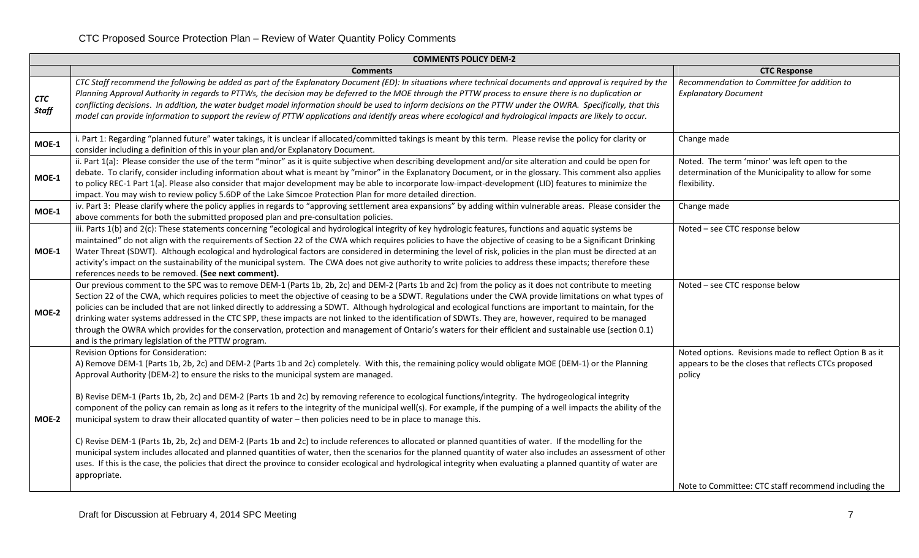# CTC Proposed Source Protection Plan – Review of Water Quantity Policy Comments

| COMMENTS POLICY DEM-2 | | |
|---|---|---|
| | **Comments** | **CTC Response** |
| ***CTC Staff*** | *CTC Staff recommend the following be added as part of the Explanatory Document (ED): In situations where technical documents and approval is required by the Planning Approval Authority in regards to PTTWs, the decision may be deferred to the MOE through the PTTW process to ensure there is no duplication or conflicting decisions. In addition, the water budget model information should be used to inform decisions on the PTTW under the OWRA. Specifically, that this model can provide information to support the review of PTTW applications and identify areas where ecological and hydrological impacts are likely to occur.* | *Recommendation to Committee for addition to Explanatory Document* |
| **MOE-1** | i. Part 1: Regarding "planned future" water takings, it is unclear if allocated/committed takings is meant by this term. Please revise the policy for clarity or consider including a definition of this in your plan and/or Explanatory Document. | Change made |
| **MOE-1** | ii. Part 1(a): Please consider the use of the term "minor" as it is quite subjective when describing development and/or site alteration and could be open for debate. To clarify, consider including information about what is meant by "minor" in the Explanatory Document, or in the glossary. This comment also applies to policy REC-1 Part 1(a). Please also consider that major development may be able to incorporate low-impact-development (LID) features to minimize the impact. You may wish to review policy 5.6DP of the Lake Simcoe Protection Plan for more detailed direction. | Noted. The term 'minor' was left open to the determination of the Municipality to allow for some flexibility. |
| **MOE-1** | iv. Part 3: Please clarify where the policy applies in regards to "approving settlement area expansions" by adding within vulnerable areas. Please consider the above comments for both the submitted proposed plan and pre-consultation policies. | Change made |
| **MOE-1** | iii. Parts 1(b) and 2(c): These statements concerning "ecological and hydrological integrity of key hydrologic features, functions and aquatic systems be maintained" do not align with the requirements of Section 22 of the CWA which requires policies to have the objective of ceasing to be a Significant Drinking Water Threat (SDWT). Although ecological and hydrological factors are considered in determining the level of risk, policies in the plan must be directed at an activity's impact on the sustainability of the municipal system. The CWA does not give authority to write policies to address these impacts; therefore these references needs to be removed. **(See next comment).** | Noted – see CTC response below |
| **MOE-2** | Our previous comment to the SPC was to remove DEM-1 (Parts 1b, 2b, 2c) and DEM-2 (Parts 1b and 2c) from the policy as it does not contribute to meeting Section 22 of the CWA, which requires policies to meet the objective of ceasing to be a SDWT. Regulations under the CWA provide limitations on what types of policies can be included that are not linked directly to addressing a SDWT. Although hydrological and ecological functions are important to maintain, for the drinking water systems addressed in the CTC SPP, these impacts are not linked to the identification of SDWTs. They are, however, required to be managed through the OWRA which provides for the conservation, protection and management of Ontario's waters for their efficient and sustainable use (section 0.1) and is the primary legislation of the PTTW program. | Noted – see CTC response below |
| **MOE-2** | Revision Options for Consideration:<br>A) Remove DEM-1 (Parts 1b, 2b, 2c) and DEM-2 (Parts 1b and 2c) completely. With this, the remaining policy would obligate MOE (DEM-1) or the Planning Approval Authority (DEM-2) to ensure the risks to the municipal system are managed.<br><br>B) Revise DEM-1 (Parts 1b, 2b, 2c) and DEM-2 (Parts 1b and 2c) by removing reference to ecological functions/integrity. The hydrogeological integrity component of the policy can remain as long as it refers to the integrity of the municipal well(s). For example, if the pumping of a well impacts the ability of the municipal system to draw their allocated quantity of water – then policies need to be in place to manage this.<br><br>C) Revise DEM-1 (Parts 1b, 2b, 2c) and DEM-2 (Parts 1b and 2c) to include references to allocated or planned quantities of water. If the modelling for the municipal system includes allocated and planned quantities of water, then the scenarios for the planned quantity of water also includes an assessment of other uses. If this is the case, the policies that direct the province to consider ecological and hydrological integrity when evaluating a planned quantity of water are appropriate. | Noted options. Revisions made to reflect Option B as it appears to be the closes that reflects CTCs proposed policy<br><br>Note to Committee: CTC staff recommend including the |

Draft for Discussion at February 4, 2014 SPC Meeting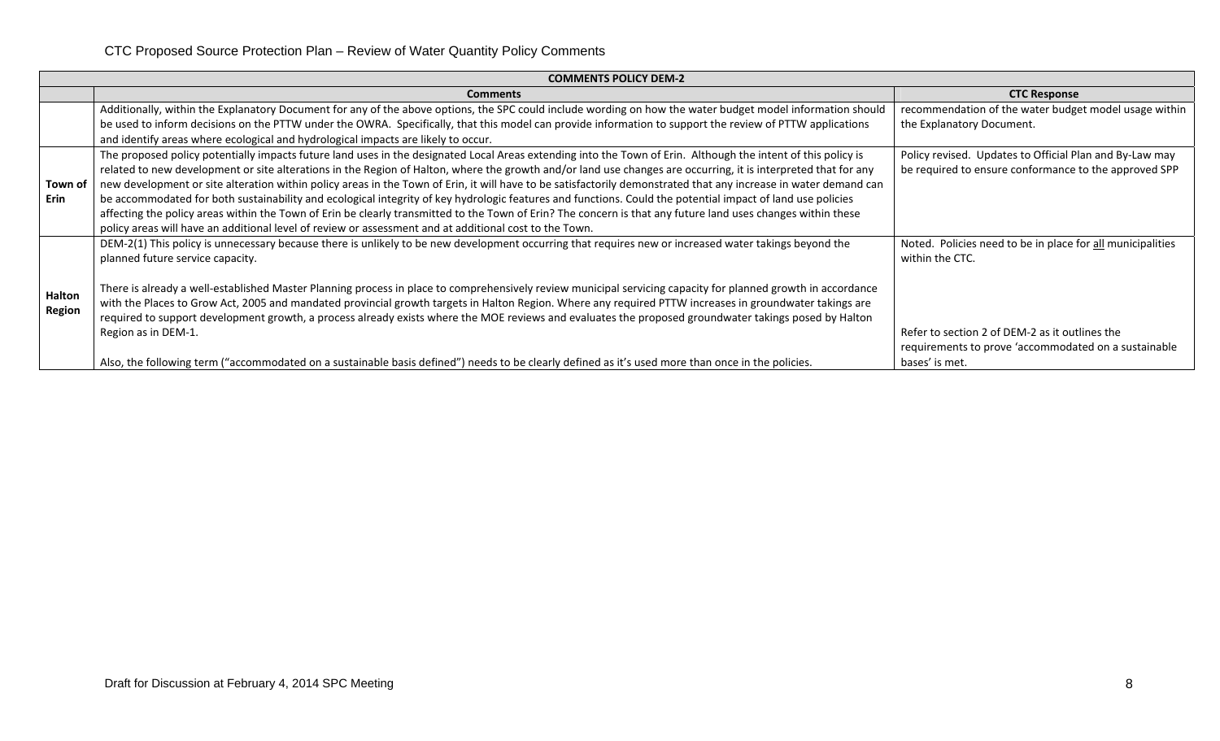CTC Proposed Source Protection Plan – Review of Water Quantity Policy Comments

| COMMENTS POLICY DEM-2 | | |
|---|---|---|
| | **Comments** | **CTC Response** |
| | Additionally, within the Explanatory Document for any of the above options, the SPC could include wording on how the water budget model information should be used to inform decisions on the PTTW under the OWRA. Specifically, that this model can provide information to support the review of PTTW applications and identify areas where ecological and hydrological impacts are likely to occur. | recommendation of the water budget model usage within the Explanatory Document. |
| **Town of Erin** | The proposed policy potentially impacts future land uses in the designated Local Areas extending into the Town of Erin. Although the intent of this policy is related to new development or site alterations in the Region of Halton, where the growth and/or land use changes are occurring, it is interpreted that for any new development or site alteration within policy areas in the Town of Erin, it will have to be satisfactorily demonstrated that any increase in water demand can be accommodated for both sustainability and ecological integrity of key hydrologic features and functions. Could the potential impact of land use policies affecting the policy areas within the Town of Erin be clearly transmitted to the Town of Erin? The concern is that any future land uses changes within these policy areas will have an additional level of review or assessment and at additional cost to the Town. | Policy revised. Updates to Official Plan and By-Law may be required to ensure conformance to the approved SPP |
| **Halton Region** | DEM-2(1) This policy is unnecessary because there is unlikely to be new development occurring that requires new or increased water takings beyond the planned future service capacity.<br><br>There is already a well-established Master Planning process in place to comprehensively review municipal servicing capacity for planned growth in accordance with the Places to Grow Act, 2005 and mandated provincial growth targets in Halton Region. Where any required PTTW increases in groundwater takings are required to support development growth, a process already exists where the MOE reviews and evaluates the proposed groundwater takings posed by Halton Region as in DEM-1.<br><br>Also, the following term ("accommodated on a sustainable basis defined") needs to be clearly defined as it's used more than once in the policies. | Noted. Policies need to be in place for <u>all</u> municipalities within the CTC.<br><br>Refer to section 2 of DEM-2 as it outlines the requirements to prove 'accommodated on a sustainable bases' is met. |

Draft for Discussion at February 4, 2014 SPC Meeting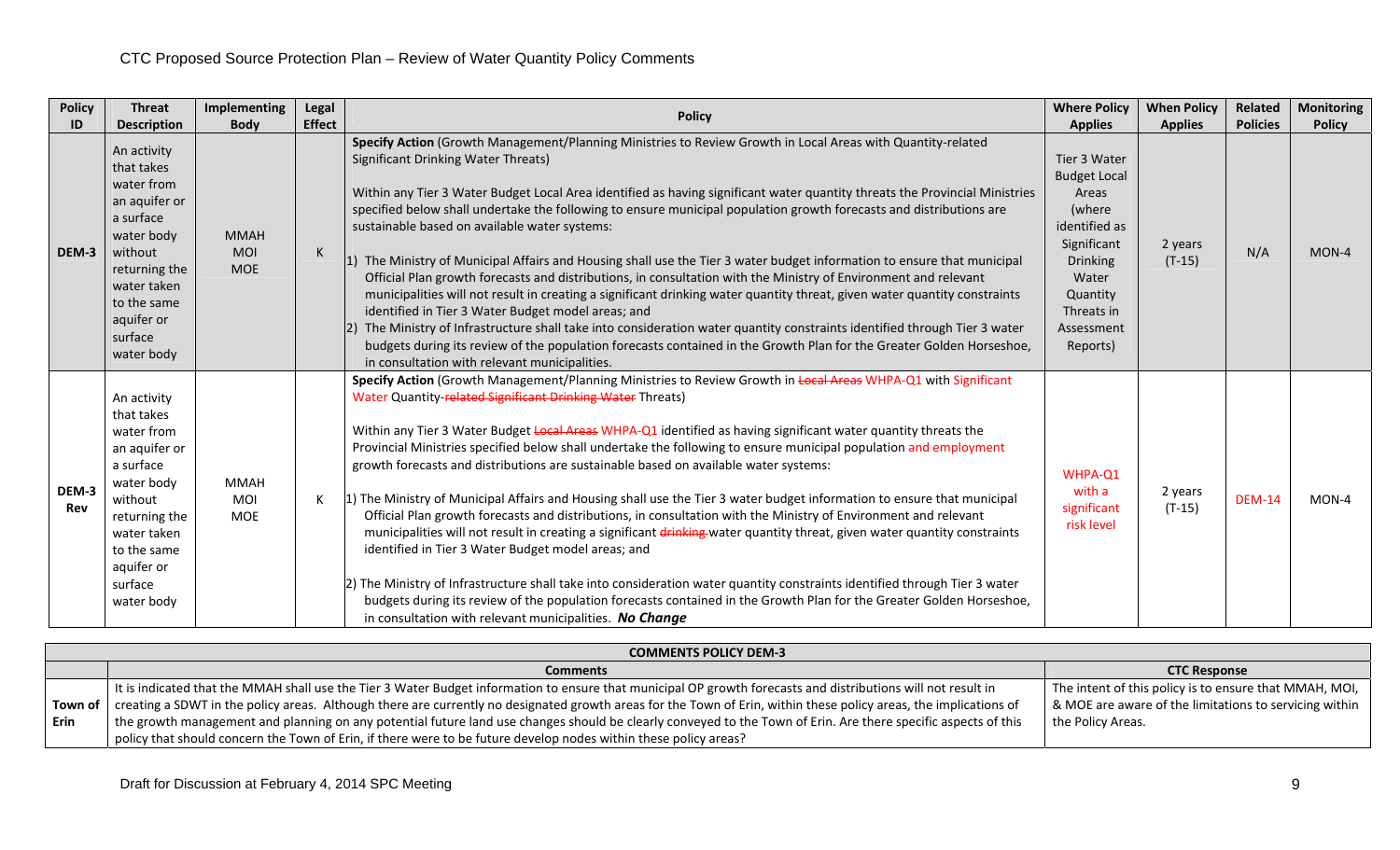# CTC Proposed Source Protection Plan – Review of Water Quantity Policy Comments

| Policy ID | Threat Description | Implementing Body | Legal Effect | Policy | Where Policy Applies | When Policy Applies | Related Policies | Monitoring Policy |
|---|---|---|---|---|---|---|---|---|
| DEM-3 | An activity that takes water from an aquifer or a surface water body without returning the water taken to the same aquifer or surface water body | MMAH MOI MOE | K | **Specify Action** (Growth Management/Planning Ministries to Review Growth in Local Areas with Quantity-related Significant Drinking Water Threats)<br><br>Within any Tier 3 Water Budget Local Area identified as having significant water quantity threats the Provincial Ministries specified below shall undertake the following to ensure municipal population growth forecasts and distributions are sustainable based on available water systems:<br><br>1) The Ministry of Municipal Affairs and Housing shall use the Tier 3 water budget information to ensure that municipal Official Plan growth forecasts and distributions, in consultation with the Ministry of Environment and relevant municipalities will not result in creating a significant drinking water quantity threat, given water quantity constraints identified in Tier 3 Water Budget model areas; and<br>2) The Ministry of Infrastructure shall take into consideration water quantity constraints identified through Tier 3 water budgets during its review of the population forecasts contained in the Growth Plan for the Greater Golden Horseshoe, in consultation with relevant municipalities. | Tier 3 Water Budget Local Areas (where identified as Significant Drinking Water Quantity Threats in Assessment Reports) | 2 years (T-15) | N/A | MON-4 |
| DEM-3 Rev | An activity that takes water from an aquifer or a surface water body without returning the water taken to the same aquifer or surface water body | MMAH MOI MOE | K | **Specify Action** (Growth Management/Planning Ministries to Review Growth in ~~Local Areas~~ WHPA-Q1 with Significant Water Quantity~~-related Significant Drinking Water~~ Threats)<br><br>Within any Tier 3 Water Budget ~~Local Areas~~ WHPA-Q1 identified as having significant water quantity threats the Provincial Ministries specified below shall undertake the following to ensure municipal population and employment growth forecasts and distributions are sustainable based on available water systems:<br><br>1) The Ministry of Municipal Affairs and Housing shall use the Tier 3 water budget information to ensure that municipal Official Plan growth forecasts and distributions, in consultation with the Ministry of Environment and relevant municipalities will not result in creating a significant ~~drinking~~ water quantity threat, given water quantity constraints identified in Tier 3 Water Budget model areas; and<br><br>2) The Ministry of Infrastructure shall take into consideration water quantity constraints identified through Tier 3 water budgets during its review of the population forecasts contained in the Growth Plan for the Greater Golden Horseshoe, in consultation with relevant municipalities. ***No Change*** | WHPA-Q1 with a significant risk level | 2 years (T-15) | DEM-14 | MON-4 |

| COMMENTS POLICY DEM-3 | | |
|---|---|---|
| | **Comments** | **CTC Response** |
| Town of Erin | It is indicated that the MMAH shall use the Tier 3 Water Budget information to ensure that municipal OP growth forecasts and distributions will not result in creating a SDWT in the policy areas. Although there are currently no designated growth areas for the Town of Erin, within these policy areas, the implications of the growth management and planning on any potential future land use changes should be clearly conveyed to the Town of Erin. Are there specific aspects of this policy that should concern the Town of Erin, if there were to be future develop nodes within these policy areas? | The intent of this policy is to ensure that MMAH, MOI, & MOE are aware of the limitations to servicing within the Policy Areas. |

Draft for Discussion at February 4, 2014 SPC Meeting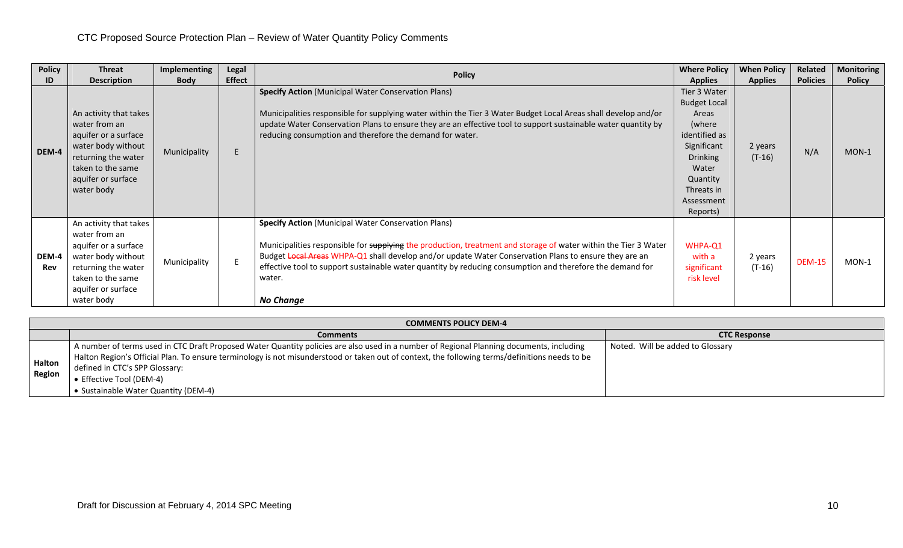CTC Proposed Source Protection Plan – Review of Water Quantity Policy Comments

| Policy ID | Threat Description | Implementing Body | Legal Effect | Policy | Where Policy Applies | When Policy Applies | Related Policies | Monitoring Policy |
|---|---|---|---|---|---|---|---|---|
| DEM-4 | An activity that takes water from an aquifer or a surface water body without returning the water taken to the same aquifer or surface water body | Municipality | E | **Specify Action** (Municipal Water Conservation Plans)<br><br>Municipalities responsible for supplying water within the Tier 3 Water Budget Local Areas shall develop and/or update Water Conservation Plans to ensure they are an effective tool to support sustainable water quantity by reducing consumption and therefore the demand for water. | Tier 3 Water Budget Local Areas (where identified as Significant Drinking Water Quantity Threats in Assessment Reports) | 2 years (T-16) | N/A | MON-1 |
| DEM-4 Rev | An activity that takes water from an aquifer or a surface water body without returning the water taken to the same aquifer or surface water body | Municipality | E | **Specify Action** (Municipal Water Conservation Plans)<br><br>Municipalities responsible for ~~supplying~~ the production, treatment and storage of water within the Tier 3 Water Budget ~~Local Areas~~ WHPA-Q1 shall develop and/or update Water Conservation Plans to ensure they are an effective tool to support sustainable water quantity by reducing consumption and therefore the demand for water.<br><br>***No Change*** | WHPA-Q1 with a significant risk level | 2 years (T-16) | DEM-15 | MON-1 |

| COMMENTS POLICY DEM-4 | | |
|---|---|---|
| | **Comments** | **CTC Response** |
| **Halton Region** | A number of terms used in CTC Draft Proposed Water Quantity policies are also used in a number of Regional Planning documents, including Halton Region's Official Plan. To ensure terminology is not misunderstood or taken out of context, the following terms/definitions needs to be defined in CTC's SPP Glossary:<br>• Effective Tool (DEM-4)<br>• Sustainable Water Quantity (DEM-4) | Noted. Will be added to Glossary |

Draft for Discussion at February 4, 2014 SPC Meeting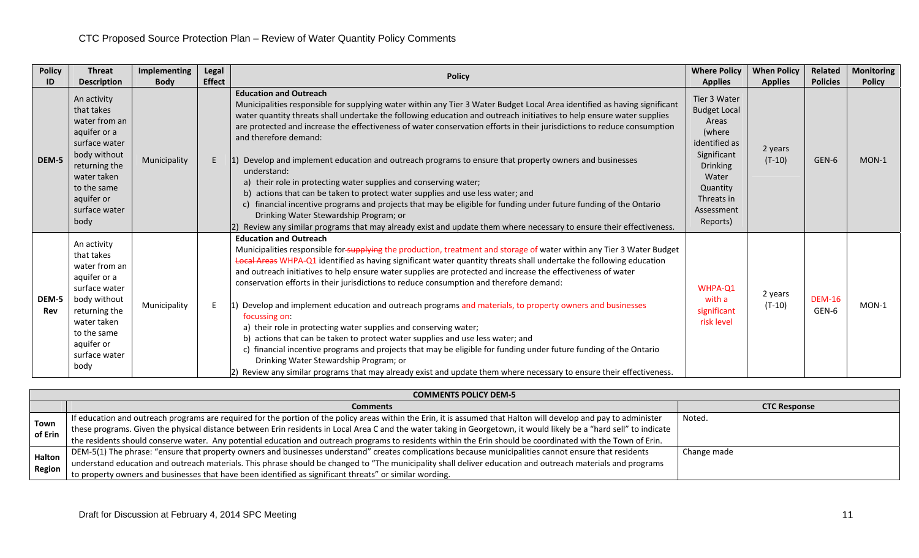# CTC Proposed Source Protection Plan – Review of Water Quantity Policy Comments

| Policy ID | Threat Description | Implementing Body | Legal Effect | Policy | Where Policy Applies | When Policy Applies | Related Policies | Monitoring Policy |
|---|---|---|---|---|---|---|---|---|
| DEM-5 | An activity that takes water from an aquifer or a surface water body without returning the water taken to the same aquifer or surface water body | Municipality | E | **Education and Outreach**<br>Municipalities responsible for supplying water within any Tier 3 Water Budget Local Area identified as having significant water quantity threats shall undertake the following education and outreach initiatives to help ensure water supplies are protected and increase the effectiveness of water conservation efforts in their jurisdictions to reduce consumption and therefore demand:<br><br>1) Develop and implement education and outreach programs to ensure that property owners and businesses understand:<br>a) their role in protecting water supplies and conserving water;<br>b) actions that can be taken to protect water supplies and use less water; and<br>c) financial incentive programs and projects that may be eligible for funding under future funding of the Ontario Drinking Water Stewardship Program; or<br>2) Review any similar programs that may already exist and update them where necessary to ensure their effectiveness. | Tier 3 Water Budget Local Areas (where identified as Significant Drinking Water Quantity Threats in Assessment Reports) | 2 years (T-10) | GEN-6 | MON-1 |
| DEM-5 Rev | An activity that takes water from an aquifer or a surface water body without returning the water taken to the same aquifer or surface water body | Municipality | E | **Education and Outreach**<br>Municipalities responsible for ~~supplying~~ the production, treatment and storage of water within any Tier 3 Water Budget ~~Local Areas~~ WHPA-Q1 identified as having significant water quantity threats shall undertake the following education and outreach initiatives to help ensure water supplies are protected and increase the effectiveness of water conservation efforts in their jurisdictions to reduce consumption and therefore demand:<br><br>1) Develop and implement education and outreach programs and materials, to property owners and businesses focussing on:<br>a) their role in protecting water supplies and conserving water;<br>b) actions that can be taken to protect water supplies and use less water; and<br>c) financial incentive programs and projects that may be eligible for funding under future funding of the Ontario Drinking Water Stewardship Program; or<br>2) Review any similar programs that may already exist and update them where necessary to ensure their effectiveness. | WHPA-Q1 with a significant risk level | 2 years (T-10) | DEM-16<br>GEN-6 | MON-1 |

| COMMENTS POLICY DEM-5 | | |
|---|---|---|
| | **Comments** | **CTC Response** |
| **Town of Erin** | If education and outreach programs are required for the portion of the policy areas within the Erin, it is assumed that Halton will develop and pay to administer these programs. Given the physical distance between Erin residents in Local Area C and the water taking in Georgetown, it would likely be a "hard sell" to indicate the residents should conserve water. Any potential education and outreach programs to residents within the Erin should be coordinated with the Town of Erin. | Noted. |
| **Halton Region** | DEM-5(1) The phrase: "ensure that property owners and businesses understand" creates complications because municipalities cannot ensure that residents understand education and outreach materials. This phrase should be changed to "The municipality shall deliver education and outreach materials and programs to property owners and businesses that have been identified as significant threats" or similar wording. | Change made |

Draft for Discussion at February 4, 2014 SPC Meeting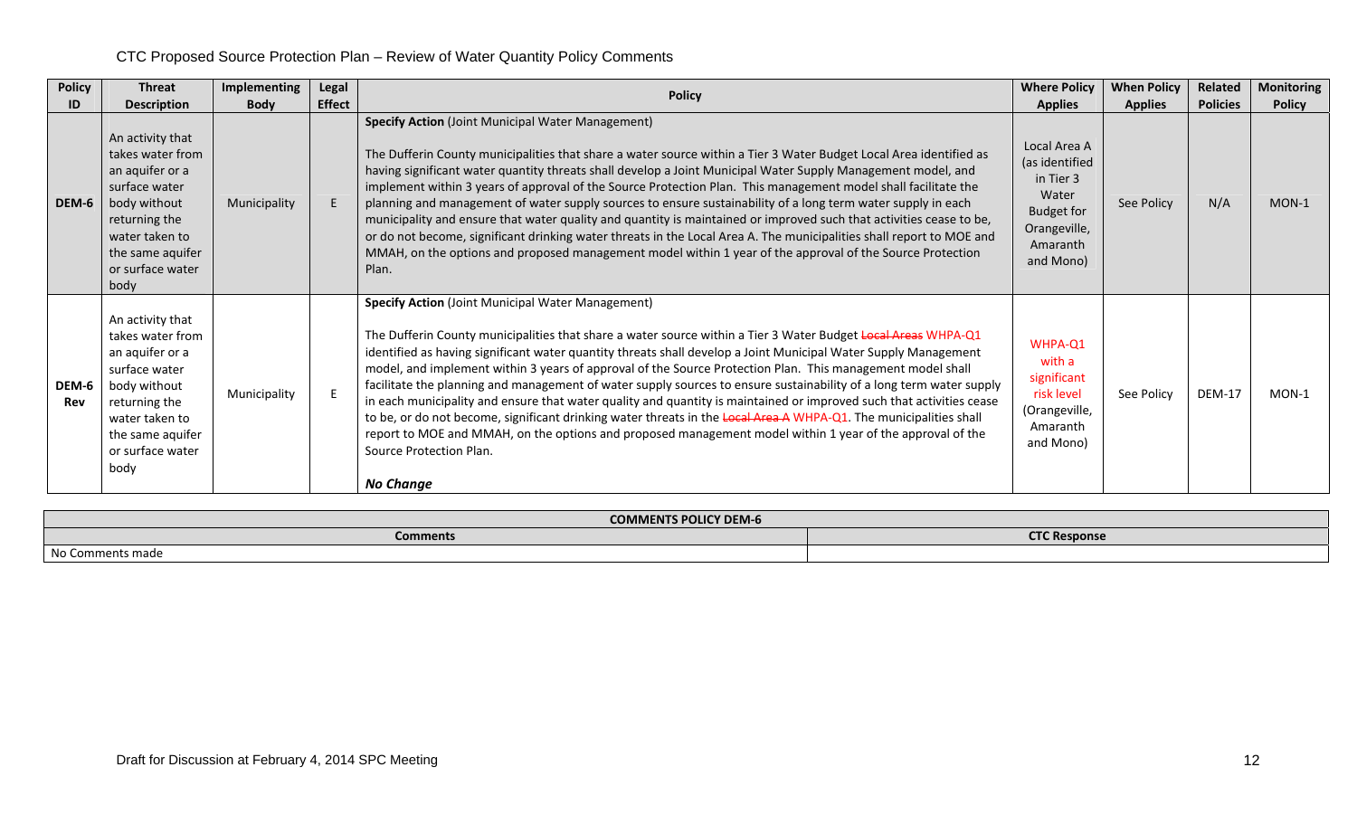CTC Proposed Source Protection Plan – Review of Water Quantity Policy Comments

| Policy ID | Threat Description | Implementing Body | Legal Effect | Policy | Where Policy Applies | When Policy Applies | Related Policies | Monitoring Policy |
|---|---|---|---|---|---|---|---|---|
| DEM-6 | An activity that takes water from an aquifer or a surface water body without returning the water taken to the same aquifer or surface water body | Municipality | E | **Specify Action** (Joint Municipal Water Management)<br><br>The Dufferin County municipalities that share a water source within a Tier 3 Water Budget Local Area identified as having significant water quantity threats shall develop a Joint Municipal Water Supply Management model, and implement within 3 years of approval of the Source Protection Plan. This management model shall facilitate the planning and management of water supply sources to ensure sustainability of a long term water supply in each municipality and ensure that water quality and quantity is maintained or improved such that activities cease to be, or do not become, significant drinking water threats in the Local Area A. The municipalities shall report to MOE and MMAH, on the options and proposed management model within 1 year of the approval of the Source Protection Plan. | Local Area A (as identified in Tier 3 Water Budget for Orangeville, Amaranth and Mono) | See Policy | N/A | MON-1 |
| DEM-6 Rev | An activity that takes water from an aquifer or a surface water body without returning the water taken to the same aquifer or surface water body | Municipality | E | **Specify Action** (Joint Municipal Water Management)<br><br>The Dufferin County municipalities that share a water source within a Tier 3 Water Budget ~~Local Areas~~ WHPA-Q1 identified as having significant water quantity threats shall develop a Joint Municipal Water Supply Management model, and implement within 3 years of approval of the Source Protection Plan. This management model shall facilitate the planning and management of water supply sources to ensure sustainability of a long term water supply in each municipality and ensure that water quality and quantity is maintained or improved such that activities cease to be, or do not become, significant drinking water threats in the ~~Local Area A~~ WHPA-Q1. The municipalities shall report to MOE and MMAH, on the options and proposed management model within 1 year of the approval of the Source Protection Plan.<br><br>***No Change*** | WHPA-Q1 with a significant risk level (Orangeville, Amaranth and Mono) | See Policy | DEM-17 | MON-1 |

| COMMENTS POLICY DEM-6 | |
|---|---|
| **Comments** | **CTC Response** |
| No Comments made | |

Draft for Discussion at February 4, 2014 SPC Meeting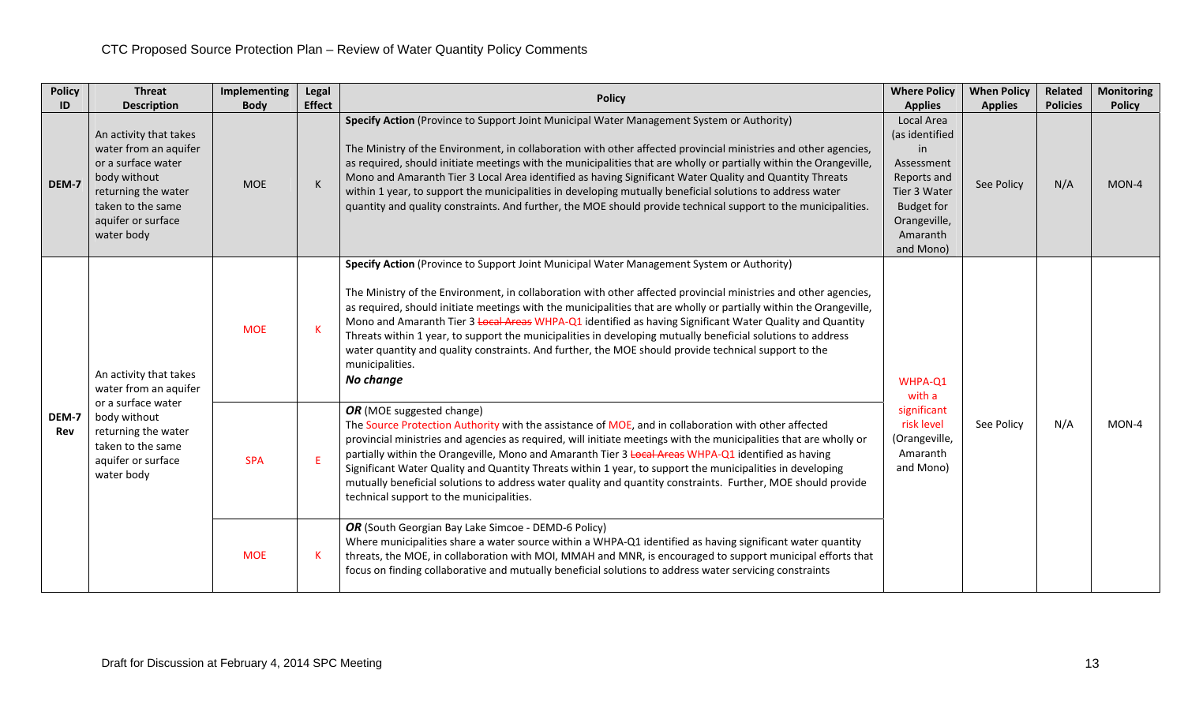CTC Proposed Source Protection Plan – Review of Water Quantity Policy Comments

| Policy ID | Threat Description | Implementing Body | Legal Effect | Policy | Where Policy Applies | When Policy Applies | Related Policies | Monitoring Policy |
|---|---|---|---|---|---|---|---|---|
| DEM-7 | An activity that takes water from an aquifer or a surface water body without returning the water taken to the same aquifer or surface water body | MOE | K | **Specify Action** (Province to Support Joint Municipal Water Management System or Authority)<br><br>The Ministry of the Environment, in collaboration with other affected provincial ministries and other agencies, as required, should initiate meetings with the municipalities that are wholly or partially within the Orangeville, Mono and Amaranth Tier 3 Local Area identified as having Significant Water Quality and Quantity Threats within 1 year, to support the municipalities in developing mutually beneficial solutions to address water quantity and quality constraints. And further, the MOE should provide technical support to the municipalities. | Local Area (as identified in Assessment Reports and Tier 3 Water Budget for Orangeville, Amaranth and Mono) | See Policy | N/A | MON-4 |
| DEM-7 Rev | An activity that takes water from an aquifer or a surface water body without returning the water taken to the same aquifer or surface water body | MOE | K | **Specify Action** (Province to Support Joint Municipal Water Management System or Authority)<br><br>The Ministry of the Environment, in collaboration with other affected provincial ministries and other agencies, as required, should initiate meetings with the municipalities that are wholly or partially within the Orangeville, Mono and Amaranth Tier 3 ~~Local Areas~~ WHPA-Q1 identified as having Significant Water Quality and Quantity Threats within 1 year, to support the municipalities in developing mutually beneficial solutions to address water quantity and quality constraints. And further, the MOE should provide technical support to the municipalities.<br>***No change*** | WHPA-Q1 with a significant risk level (Orangeville, Amaranth and Mono) | See Policy | N/A | MON-4 |
| | | SPA | E | ***OR*** (MOE suggested change)<br>The Source Protection Authority with the assistance of MOE, and in collaboration with other affected provincial ministries and agencies as required, will initiate meetings with the municipalities that are wholly or partially within the Orangeville, Mono and Amaranth Tier 3 ~~Local Areas~~ WHPA-Q1 identified as having Significant Water Quality and Quantity Threats within 1 year, to support the municipalities in developing mutually beneficial solutions to address water quality and quantity constraints. Further, MOE should provide technical support to the municipalities. | | | | |
| | | MOE | K | ***OR*** (South Georgian Bay Lake Simcoe - DEMD-6 Policy)<br>Where municipalities share a water source within a WHPA-Q1 identified as having significant water quantity threats, the MOE, in collaboration with MOI, MMAH and MNR, is encouraged to support municipal efforts that focus on finding collaborative and mutually beneficial solutions to address water servicing constraints | | | | |

Draft for Discussion at February 4, 2014 SPC Meeting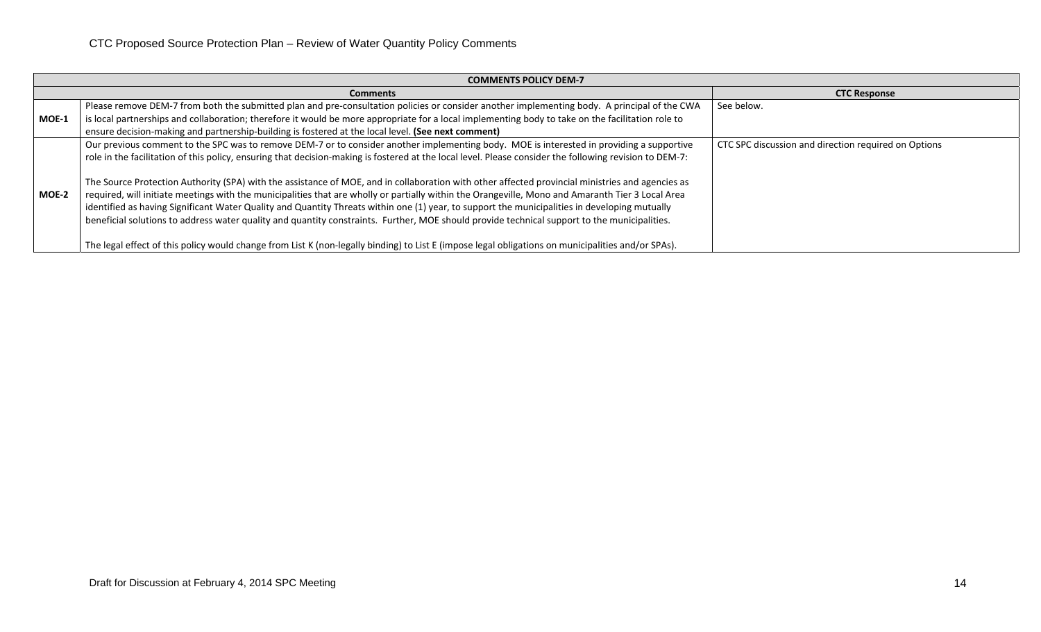| COMMENTS POLICY DEM-7 | | |
|---|---|---|
| | **Comments** | **CTC Response** |
| **MOE-1** | Please remove DEM-7 from both the submitted plan and pre-consultation policies or consider another implementing body. A principal of the CWA is local partnerships and collaboration; therefore it would be more appropriate for a local implementing body to take on the facilitation role to ensure decision-making and partnership-building is fostered at the local level. **(See next comment)** | See below. |
| **MOE-2** | Our previous comment to the SPC was to remove DEM-7 or to consider another implementing body. MOE is interested in providing a supportive role in the facilitation of this policy, ensuring that decision-making is fostered at the local level. Please consider the following revision to DEM-7:<br><br>The Source Protection Authority (SPA) with the assistance of MOE, and in collaboration with other affected provincial ministries and agencies as required, will initiate meetings with the municipalities that are wholly or partially within the Orangeville, Mono and Amaranth Tier 3 Local Area identified as having Significant Water Quality and Quantity Threats within one (1) year, to support the municipalities in developing mutually beneficial solutions to address water quality and quantity constraints. Further, MOE should provide technical support to the municipalities.<br><br>The legal effect of this policy would change from List K (non-legally binding) to List E (impose legal obligations on municipalities and/or SPAs). | CTC SPC discussion and direction required on Options |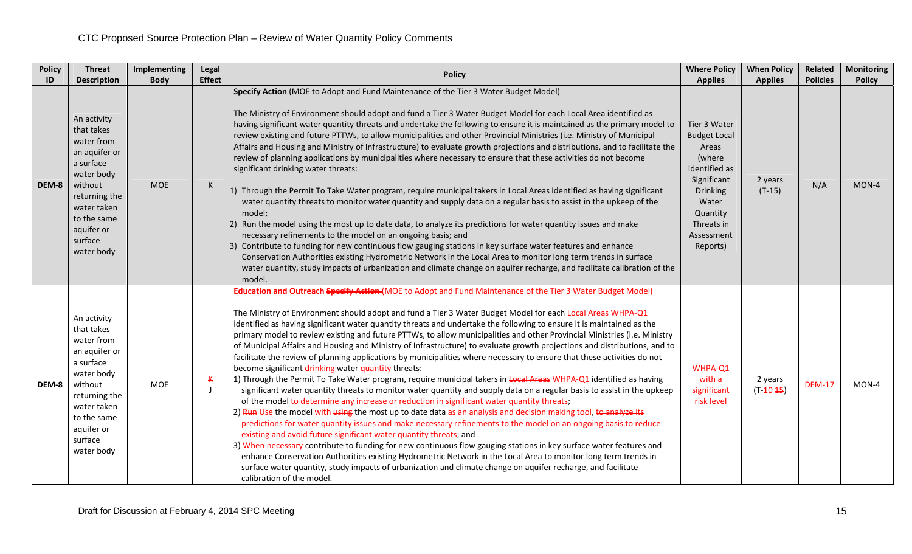CTC Proposed Source Protection Plan – Review of Water Quantity Policy Comments

| Policy ID | Threat Description | Implementing Body | Legal Effect | Policy | Where Policy Applies | When Policy Applies | Related Policies | Monitoring Policy |
|---|---|---|---|---|---|---|---|---|
| DEM-8 | An activity that takes water from an aquifer or a surface water body without returning the water taken to the same aquifer or surface water body | MOE | K | **Specify Action** (MOE to Adopt and Fund Maintenance of the Tier 3 Water Budget Model)<br><br>The Ministry of Environment should adopt and fund a Tier 3 Water Budget Model for each Local Area identified as having significant water quantity threats and undertake the following to ensure it is maintained as the primary model to review existing and future PTTWs, to allow municipalities and other Provincial Ministries (i.e. Ministry of Municipal Affairs and Housing and Ministry of Infrastructure) to evaluate growth projections and distributions, and to facilitate the review of planning applications by municipalities where necessary to ensure that these activities do not become significant drinking water threats:<br><br>1) Through the Permit To Take Water program, require municipal takers in Local Areas identified as having significant water quantity threats to monitor water quantity and supply data on a regular basis to assist in the upkeep of the model;<br>2) Run the model using the most up to date data, to analyze its predictions for water quantity issues and make necessary refinements to the model on an ongoing basis; and<br>3) Contribute to funding for new continuous flow gauging stations in key surface water features and enhance Conservation Authorities existing Hydrometric Network in the Local Area to monitor long term trends in surface water quantity, study impacts of urbanization and climate change on aquifer recharge, and facilitate calibration of the model. | Tier 3 Water Budget Local Areas (where identified as Significant Drinking Water Quantity Threats in Assessment Reports) | 2 years (T-15) | N/A | MON-4 |
| DEM-8 | An activity that takes water from an aquifer or a surface water body without returning the water taken to the same aquifer or surface water body | MOE | ~~K~~ J | **Education and Outreach** ~~**Specify Action**~~ (MOE to Adopt and Fund Maintenance of the Tier 3 Water Budget Model)<br><br>The Ministry of Environment should adopt and fund a Tier 3 Water Budget Model for each ~~Local Areas~~ WHPA-Q1 identified as having significant water quantity threats and undertake the following to ensure it is maintained as the primary model to review existing and future PTTWs, to allow municipalities and other Provincial Ministries (i.e. Ministry of Municipal Affairs and Housing and Ministry of Infrastructure) to evaluate growth projections and distributions, and to facilitate the review of planning applications by municipalities where necessary to ensure that these activities do not become significant ~~drinking~~ water quantity threats:<br>1) Through the Permit To Take Water program, require municipal takers in ~~Local Areas~~ WHPA-Q1 identified as having significant water quantity threats to monitor water quantity and supply data on a regular basis to assist in the upkeep of the model to determine any increase or reduction in significant water quantity threats;<br>2) ~~Run~~ Use the model with ~~using~~ the most up to date data as an analysis and decision making tool, ~~to analyze its predictions for water quantity issues and make necessary refinements to the model on an ongoing basis~~ to reduce existing and avoid future significant water quantity threats; and<br>3) When necessary contribute to funding for new continuous flow gauging stations in key surface water features and enhance Conservation Authorities existing Hydrometric Network in the Local Area to monitor long term trends in surface water quantity, study impacts of urbanization and climate change on aquifer recharge, and facilitate calibration of the model. | WHPA-Q1 with a significant risk level | 2 years (T-10 ~~15~~) | DEM-17 | MON-4 |

Draft for Discussion at February 4, 2014 SPC Meeting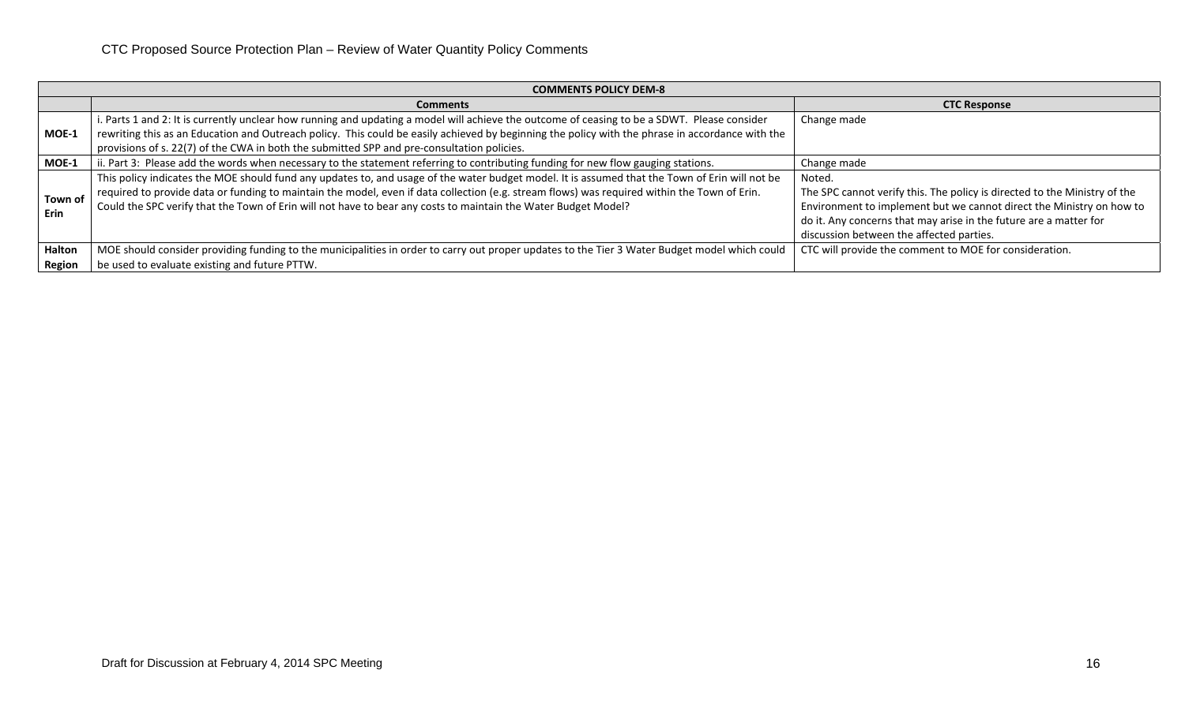| COMMENTS POLICY DEM-8 | | |
|---|---|---|
| | **Comments** | **CTC Response** |
| **MOE-1** | i. Parts 1 and 2: It is currently unclear how running and updating a model will achieve the outcome of ceasing to be a SDWT. Please consider rewriting this as an Education and Outreach policy. This could be easily achieved by beginning the policy with the phrase in accordance with the provisions of s. 22(7) of the CWA in both the submitted SPP and pre-consultation policies. | Change made |
| **MOE-1** | ii. Part 3: Please add the words when necessary to the statement referring to contributing funding for new flow gauging stations. | Change made |
| **Town of Erin** | This policy indicates the MOE should fund any updates to, and usage of the water budget model. It is assumed that the Town of Erin will not be required to provide data or funding to maintain the model, even if data collection (e.g. stream flows) was required within the Town of Erin. Could the SPC verify that the Town of Erin will not have to bear any costs to maintain the Water Budget Model? | Noted. The SPC cannot verify this. The policy is directed to the Ministry of the Environment to implement but we cannot direct the Ministry on how to do it. Any concerns that may arise in the future are a matter for discussion between the affected parties. |
| **Halton Region** | MOE should consider providing funding to the municipalities in order to carry out proper updates to the Tier 3 Water Budget model which could be used to evaluate existing and future PTTW. | CTC will provide the comment to MOE for consideration. |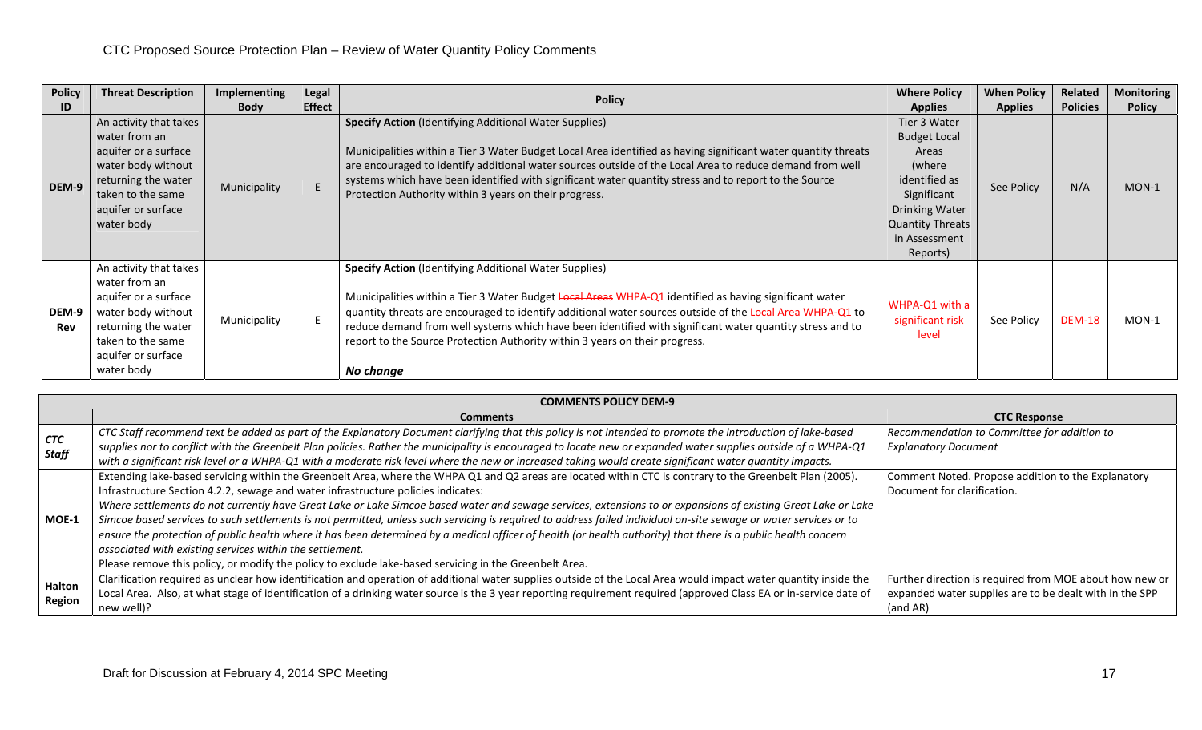CTC Proposed Source Protection Plan – Review of Water Quantity Policy Comments

| Policy ID | Threat Description | Implementing Body | Legal Effect | Policy | Where Policy Applies | When Policy Applies | Related Policies | Monitoring Policy |
|---|---|---|---|---|---|---|---|---|
| DEM-9 | An activity that takes water from an aquifer or a surface water body without returning the water taken to the same aquifer or surface water body | Municipality | E | **Specify Action** (Identifying Additional Water Supplies)<br><br>Municipalities within a Tier 3 Water Budget Local Area identified as having significant water quantity threats are encouraged to identify additional water sources outside of the Local Area to reduce demand from well systems which have been identified with significant water quantity stress and to report to the Source Protection Authority within 3 years on their progress. | Tier 3 Water Budget Local Areas (where identified as Significant Drinking Water Quantity Threats in Assessment Reports) | See Policy | N/A | MON-1 |
| DEM-9 Rev | An activity that takes water from an aquifer or a surface water body without returning the water taken to the same aquifer or surface water body | Municipality | E | **Specify Action** (Identifying Additional Water Supplies)<br><br>Municipalities within a Tier 3 Water Budget ~~Local Areas~~ WHPA-Q1 identified as having significant water quantity threats are encouraged to identify additional water sources outside of the ~~Local Area~~ WHPA-Q1 to reduce demand from well systems which have been identified with significant water quantity stress and to report to the Source Protection Authority within 3 years on their progress.<br><br>***No change*** | WHPA-Q1 with a significant risk level | See Policy | DEM-18 | MON-1 |

| COMMENTS POLICY DEM-9 | | |
|---|---|---|
| | **Comments** | **CTC Response** |
| ***CTC Staff*** | *CTC Staff recommend text be added as part of the Explanatory Document clarifying that this policy is not intended to promote the introduction of lake-based supplies nor to conflict with the Greenbelt Plan policies. Rather the municipality is encouraged to locate new or expanded water supplies outside of a WHPA-Q1 with a significant risk level or a WHPA-Q1 with a moderate risk level where the new or increased taking would create significant water quantity impacts.* | *Recommendation to Committee for addition to Explanatory Document* |
| **MOE-1** | Extending lake-based servicing within the Greenbelt Area, where the WHPA Q1 and Q2 areas are located within CTC is contrary to the Greenbelt Plan (2005). Infrastructure Section 4.2.2, sewage and water infrastructure policies indicates:<br>*Where settlements do not currently have Great Lake or Lake Simcoe based water and sewage services, extensions to or expansions of existing Great Lake or Lake Simcoe based services to such settlements is not permitted, unless such servicing is required to address failed individual on-site sewage or water services or to ensure the protection of public health where it has been determined by a medical officer of health (or health authority) that there is a public health concern associated with existing services within the settlement.*<br>Please remove this policy, or modify the policy to exclude lake-based servicing in the Greenbelt Area. | Comment Noted. Propose addition to the Explanatory Document for clarification. |
| **Halton Region** | Clarification required as unclear how identification and operation of additional water supplies outside of the Local Area would impact water quantity inside the Local Area. Also, at what stage of identification of a drinking water source is the 3 year reporting requirement required (approved Class EA or in-service date of new well)? | Further direction is required from MOE about how new or expanded water supplies are to be dealt with in the SPP (and AR) |

Draft for Discussion at February 4, 2014 SPC Meeting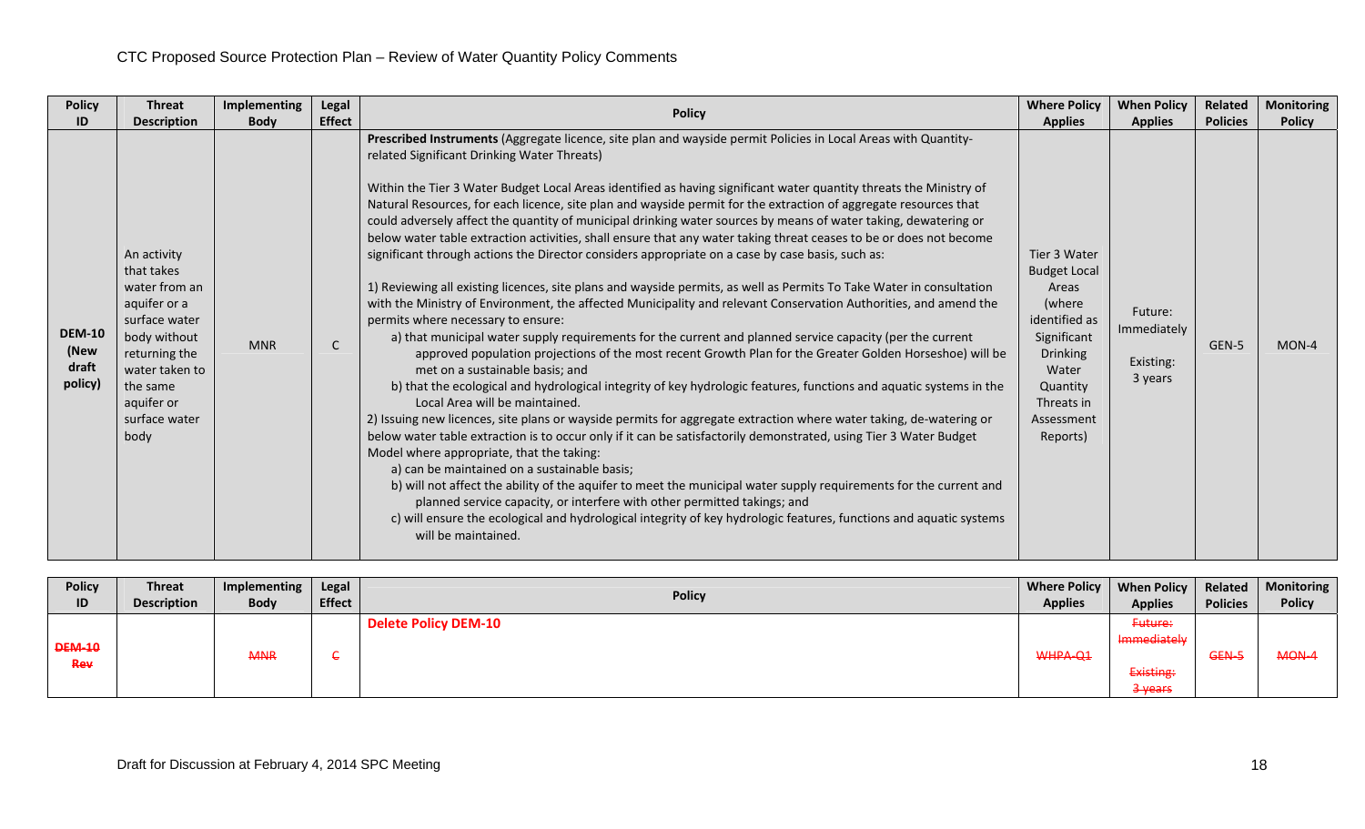| Policy ID | Threat Description | Implementing Body | Legal Effect | Policy | Where Policy Applies | When Policy Applies | Related Policies | Monitoring Policy |
|---|---|---|---|---|---|---|---|---|
| **DEM-10 (New draft policy)** | An activity that takes water from an aquifer or a surface water body without returning the water taken to the same aquifer or surface water body | MNR | C | **Prescribed Instruments** (Aggregate licence, site plan and wayside permit Policies in Local Areas with Quantity-related Significant Drinking Water Threats)<br><br>Within the Tier 3 Water Budget Local Areas identified as having significant water quantity threats the Ministry of Natural Resources, for each licence, site plan and wayside permit for the extraction of aggregate resources that could adversely affect the quantity of municipal drinking water sources by means of water taking, dewatering or below water table extraction activities, shall ensure that any water taking threat ceases to be or does not become significant through actions the Director considers appropriate on a case by case basis, such as:<br><br>1) Reviewing all existing licences, site plans and wayside permits, as well as Permits To Take Water in consultation with the Ministry of Environment, the affected Municipality and relevant Conservation Authorities, and amend the permits where necessary to ensure:<br>a) that municipal water supply requirements for the current and planned service capacity (per the current approved population projections of the most recent Growth Plan for the Greater Golden Horseshoe) will be met on a sustainable basis; and<br>b) that the ecological and hydrological integrity of key hydrologic features, functions and aquatic systems in the Local Area will be maintained.<br>2) Issuing new licences, site plans or wayside permits for aggregate extraction where water taking, de-watering or below water table extraction is to occur only if it can be satisfactorily demonstrated, using Tier 3 Water Budget Model where appropriate, that the taking:<br>a) can be maintained on a sustainable basis;<br>b) will not affect the ability of the aquifer to meet the municipal water supply requirements for the current and planned service capacity, or interfere with other permitted takings; and<br>c) will ensure the ecological and hydrological integrity of key hydrologic features, functions and aquatic systems will be maintained. | Tier 3 Water Budget Local Areas (where identified as Significant Drinking Water Quantity Threats in Assessment Reports) | Future: Immediately<br><br>Existing: 3 years | GEN-5 | MON-4 |

| Policy ID | Threat Description | Implementing Body | Legal Effect | Policy | Where Policy Applies | When Policy Applies | Related Policies | Monitoring Policy |
|---|---|---|---|---|---|---|---|---|
| ~~**DEM-10 Rev**~~ | | ~~MNR~~ | ~~C~~ | **Delete Policy DEM-10** | ~~WHPA-Q1~~ | ~~Future: Immediately~~<br><br>~~Existing: 3 years~~ | ~~GEN-5~~ | ~~MON-4~~ |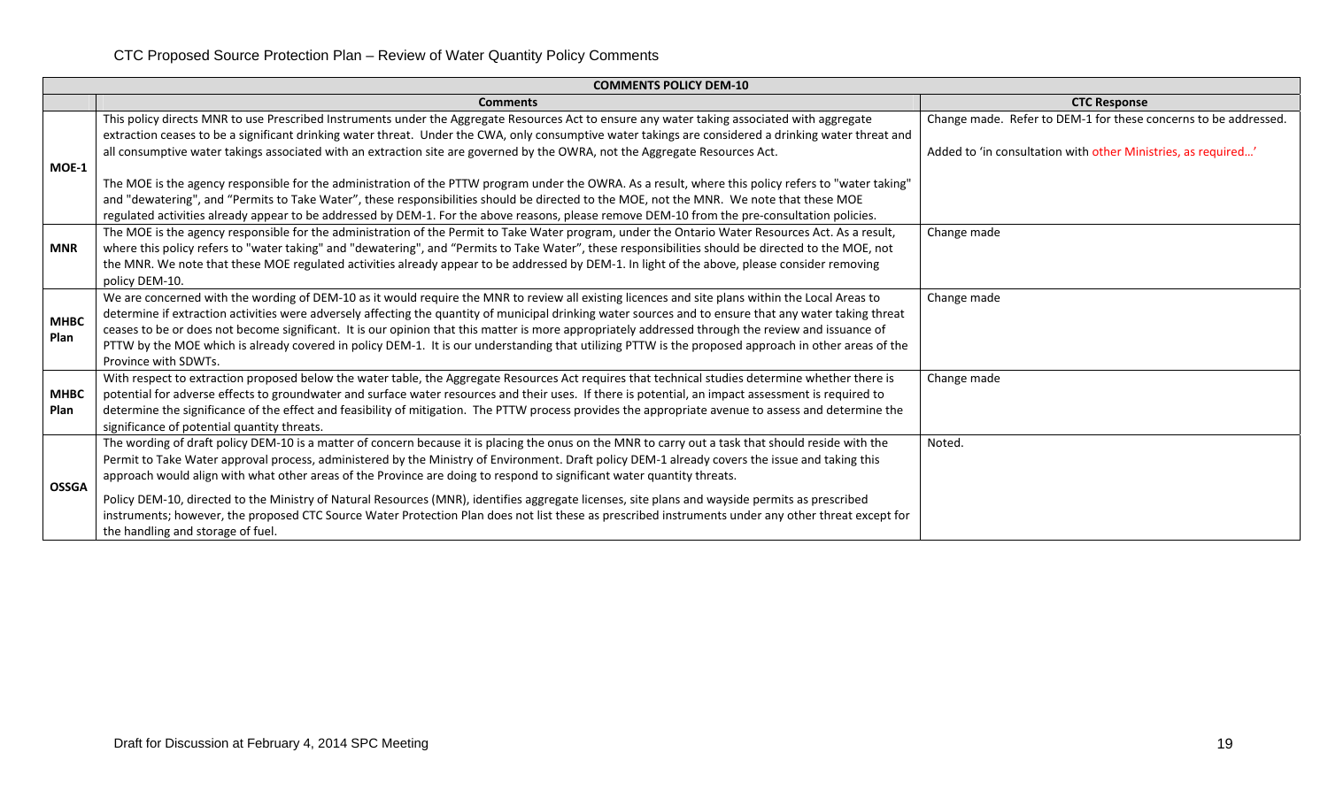# CTC Proposed Source Protection Plan – Review of Water Quantity Policy Comments

| COMMENTS POLICY DEM-10 | | |
|---|---|---|
| | **Comments** | **CTC Response** |
| **MOE-1** | This policy directs MNR to use Prescribed Instruments under the Aggregate Resources Act to ensure any water taking associated with aggregate extraction ceases to be a significant drinking water threat. Under the CWA, only consumptive water takings are considered a drinking water threat and all consumptive water takings associated with an extraction site are governed by the OWRA, not the Aggregate Resources Act.<br><br>The MOE is the agency responsible for the administration of the PTTW program under the OWRA. As a result, where this policy refers to "water taking" and "dewatering", and "Permits to Take Water", these responsibilities should be directed to the MOE, not the MNR. We note that these MOE regulated activities already appear to be addressed by DEM-1. For the above reasons, please remove DEM-10 from the pre-consultation policies. | Change made. Refer to DEM-1 for these concerns to be addressed.<br><br>Added to 'in consultation with other Ministries, as required…' |
| **MNR** | The MOE is the agency responsible for the administration of the Permit to Take Water program, under the Ontario Water Resources Act. As a result, where this policy refers to "water taking" and "dewatering", and "Permits to Take Water", these responsibilities should be directed to the MOE, not the MNR. We note that these MOE regulated activities already appear to be addressed by DEM-1. In light of the above, please consider removing policy DEM-10. | Change made |
| **MHBC Plan** | We are concerned with the wording of DEM-10 as it would require the MNR to review all existing licences and site plans within the Local Areas to determine if extraction activities were adversely affecting the quantity of municipal drinking water sources and to ensure that any water taking threat ceases to be or does not become significant. It is our opinion that this matter is more appropriately addressed through the review and issuance of PTTW by the MOE which is already covered in policy DEM-1. It is our understanding that utilizing PTTW is the proposed approach in other areas of the Province with SDWTs. | Change made |
| **MHBC Plan** | With respect to extraction proposed below the water table, the Aggregate Resources Act requires that technical studies determine whether there is potential for adverse effects to groundwater and surface water resources and their uses. If there is potential, an impact assessment is required to determine the significance of the effect and feasibility of mitigation. The PTTW process provides the appropriate avenue to assess and determine the significance of potential quantity threats. | Change made |
| **OSSGA** | The wording of draft policy DEM-10 is a matter of concern because it is placing the onus on the MNR to carry out a task that should reside with the Permit to Take Water approval process, administered by the Ministry of Environment. Draft policy DEM-1 already covers the issue and taking this approach would align with what other areas of the Province are doing to respond to significant water quantity threats.<br><br>Policy DEM-10, directed to the Ministry of Natural Resources (MNR), identifies aggregate licenses, site plans and wayside permits as prescribed instruments; however, the proposed CTC Source Water Protection Plan does not list these as prescribed instruments under any other threat except for the handling and storage of fuel. | Noted. |

Draft for Discussion at February 4, 2014 SPC Meeting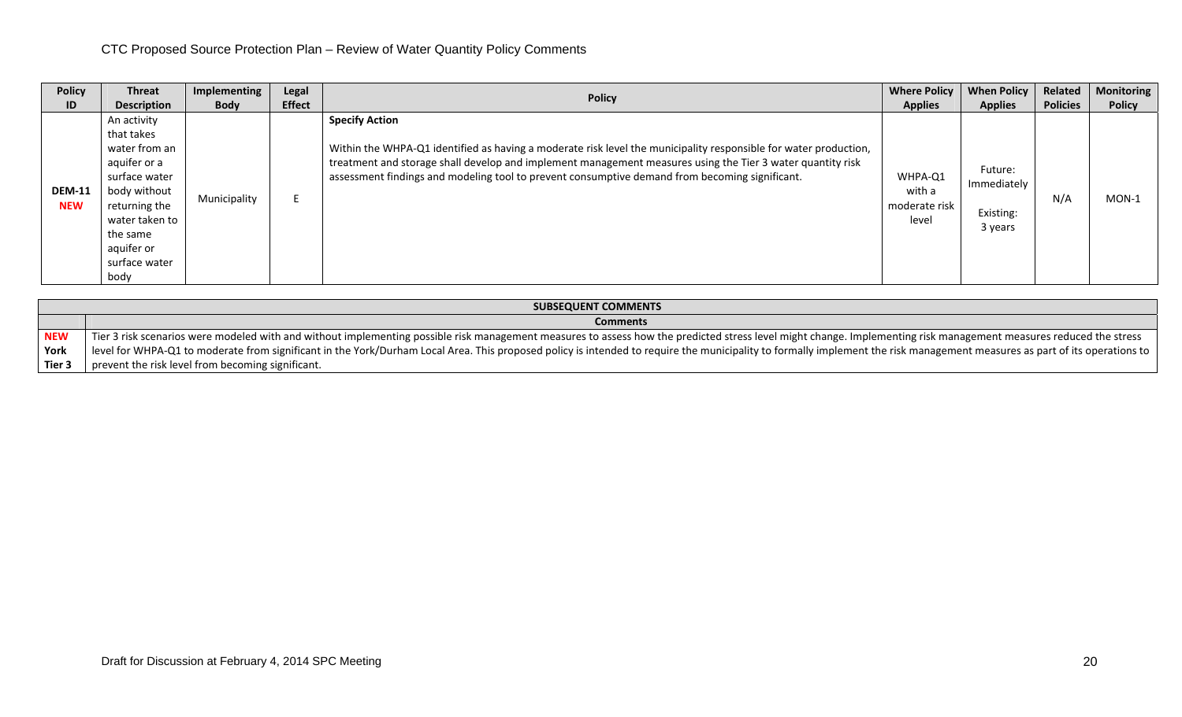CTC Proposed Source Protection Plan – Review of Water Quantity Policy Comments

| Policy ID | Threat Description | Implementing Body | Legal Effect | Policy | Where Policy Applies | When Policy Applies | Related Policies | Monitoring Policy |
|---|---|---|---|---|---|---|---|---|
| **DEM-11** **NEW** | An activity that takes water from an aquifer or a surface water body without returning the water taken to the same aquifer or surface water body | Municipality | E | **Specify Action**<br><br>Within the WHPA-Q1 identified as having a moderate risk level the municipality responsible for water production, treatment and storage shall develop and implement management measures using the Tier 3 water quantity risk assessment findings and modeling tool to prevent consumptive demand from becoming significant. | WHPA-Q1 with a moderate risk level | Future: Immediately<br><br>Existing: 3 years | N/A | MON-1 |

| SUBSEQUENT COMMENTS | |
|---|---|
| | **Comments** |
| **NEW** York Tier 3 | Tier 3 risk scenarios were modeled with and without implementing possible risk management measures to assess how the predicted stress level might change. Implementing risk management measures reduced the stress level for WHPA-Q1 to moderate from significant in the York/Durham Local Area. This proposed policy is intended to require the municipality to formally implement the risk management measures as part of its operations to prevent the risk level from becoming significant. |

Draft for Discussion at February 4, 2014 SPC Meeting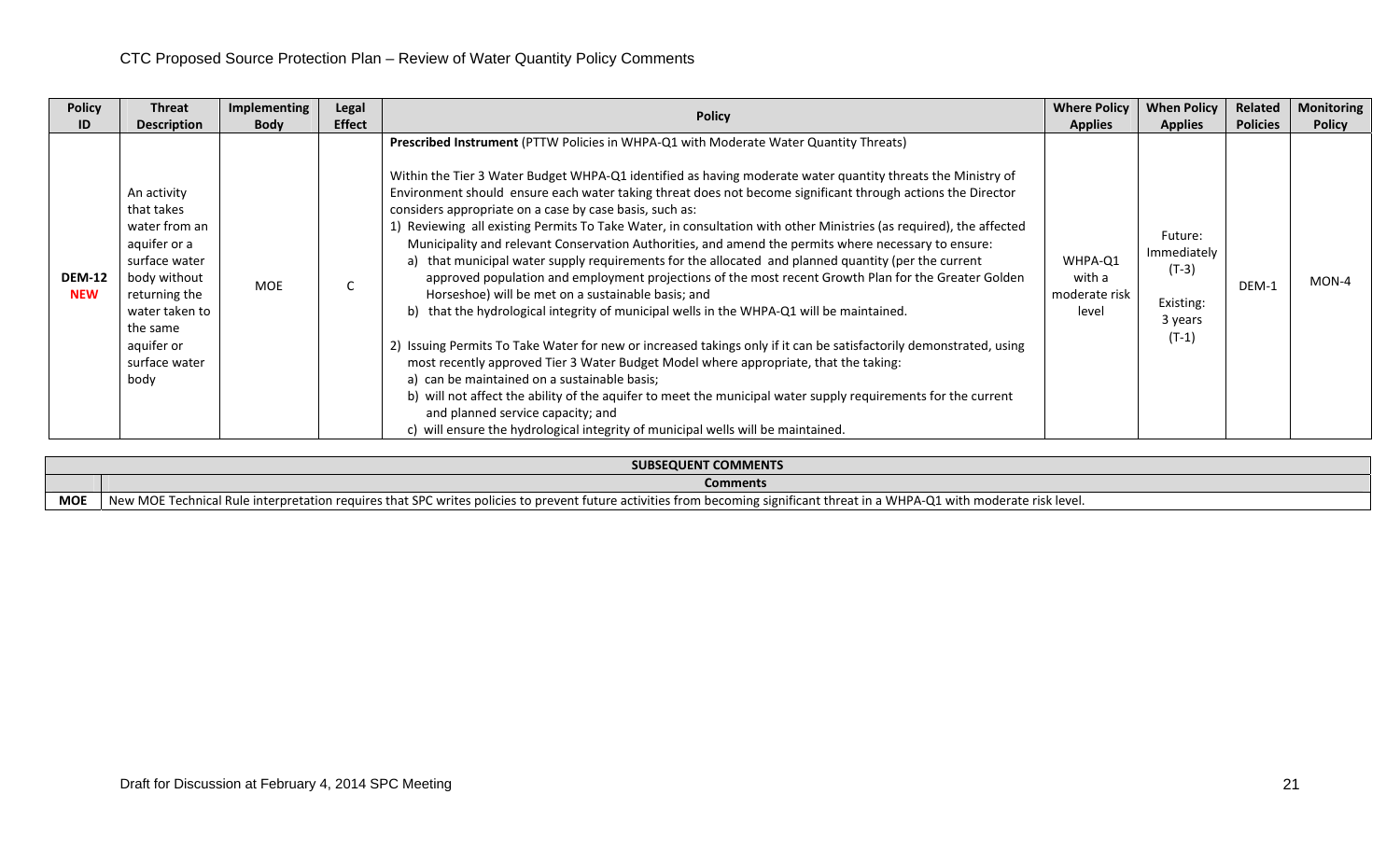CTC Proposed Source Protection Plan – Review of Water Quantity Policy Comments

| Policy ID | Threat Description | Implementing Body | Legal Effect | Policy | Where Policy Applies | When Policy Applies | Related Policies | Monitoring Policy |
|---|---|---|---|---|---|---|---|---|
| **DEM-12** **NEW** | An activity that takes water from an aquifer or a surface water body without returning the water taken to the same aquifer or surface water body | MOE | C | **Prescribed Instrument** (PTTW Policies in WHPA-Q1 with Moderate Water Quantity Threats)<br><br>Within the Tier 3 Water Budget WHPA-Q1 identified as having moderate water quantity threats the Ministry of Environment should ensure each water taking threat does not become significant through actions the Director considers appropriate on a case by case basis, such as:<br>1) Reviewing all existing Permits To Take Water, in consultation with other Ministries (as required), the affected Municipality and relevant Conservation Authorities, and amend the permits where necessary to ensure:<br>a) that municipal water supply requirements for the allocated and planned quantity (per the current approved population and employment projections of the most recent Growth Plan for the Greater Golden Horseshoe) will be met on a sustainable basis; and<br>b) that the hydrological integrity of municipal wells in the WHPA-Q1 will be maintained.<br><br>2) Issuing Permits To Take Water for new or increased takings only if it can be satisfactorily demonstrated, using most recently approved Tier 3 Water Budget Model where appropriate, that the taking:<br>a) can be maintained on a sustainable basis;<br>b) will not affect the ability of the aquifer to meet the municipal water supply requirements for the current and planned service capacity; and<br>c) will ensure the hydrological integrity of municipal wells will be maintained. | WHPA-Q1 with a moderate risk level | Future: Immediately (T-3)<br><br>Existing: 3 years (T-1) | DEM-1 | MON-4 |

| SUBSEQUENT COMMENTS | |
|---|---|
| | **Comments** |
| **MOE** | New MOE Technical Rule interpretation requires that SPC writes policies to prevent future activities from becoming significant threat in a WHPA-Q1 with moderate risk level. |

Draft for Discussion at February 4, 2014 SPC Meeting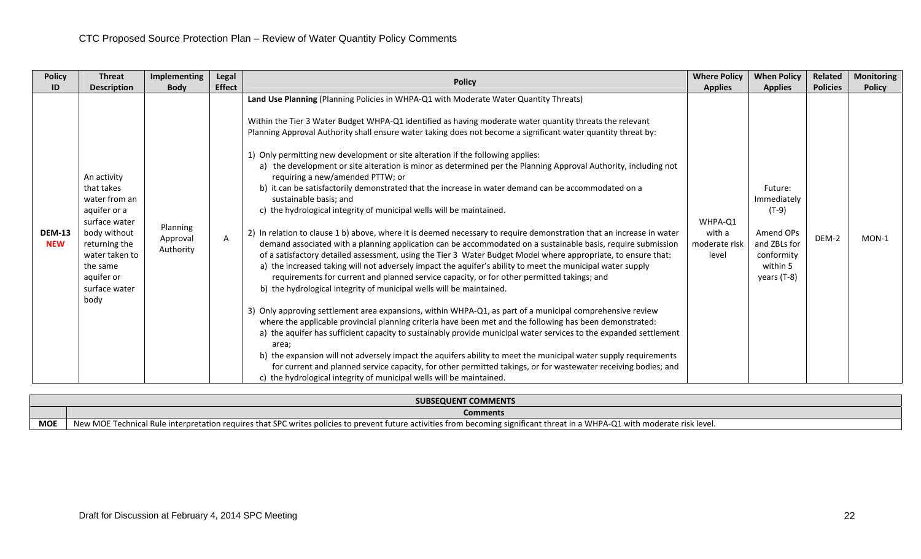| Policy ID | Threat Description | Implementing Body | Legal Effect | Policy | Where Policy Applies | When Policy Applies | Related Policies | Monitoring Policy |
|---|---|---|---|---|---|---|---|---|
| **DEM-13** **NEW** | An activity that takes water from an aquifer or a surface water body without returning the water taken to the same aquifer or surface water body | Planning Approval Authority | A | **Land Use Planning** (Planning Policies in WHPA-Q1 with Moderate Water Quantity Threats)<br><br>Within the Tier 3 Water Budget WHPA-Q1 identified as having moderate water quantity threats the relevant Planning Approval Authority shall ensure water taking does not become a significant water quantity threat by:<br><br>1) Only permitting new development or site alteration if the following applies:<br>a) the development or site alteration is minor as determined per the Planning Approval Authority, including not requiring a new/amended PTTW; or<br>b) it can be satisfactorily demonstrated that the increase in water demand can be accommodated on a sustainable basis; and<br>c) the hydrological integrity of municipal wells will be maintained.<br><br>2) In relation to clause 1 b) above, where it is deemed necessary to require demonstration that an increase in water demand associated with a planning application can be accommodated on a sustainable basis, require submission of a satisfactory detailed assessment, using the Tier 3 Water Budget Model where appropriate, to ensure that:<br>a) the increased taking will not adversely impact the aquifer's ability to meet the municipal water supply requirements for current and planned service capacity, or for other permitted takings; and<br>b) the hydrological integrity of municipal wells will be maintained.<br><br>3) Only approving settlement area expansions, within WHPA-Q1, as part of a municipal comprehensive review where the applicable provincial planning criteria have been met and the following has been demonstrated:<br>a) the aquifer has sufficient capacity to sustainably provide municipal water services to the expanded settlement area;<br>b) the expansion will not adversely impact the aquifers ability to meet the municipal water supply requirements for current and planned service capacity, for other permitted takings, or for wastewater receiving bodies; and<br>c) the hydrological integrity of municipal wells will be maintained. | WHPA-Q1 with a moderate risk level | Future: Immediately (T-9)<br><br>Amend OPs and ZBLs for conformity within 5 years (T-8) | DEM-2 | MON-1 |

| SUBSEQUENT COMMENTS | |
|---|---|
| | **Comments** |
| **MOE** | New MOE Technical Rule interpretation requires that SPC writes policies to prevent future activities from becoming significant threat in a WHPA-Q1 with moderate risk level. |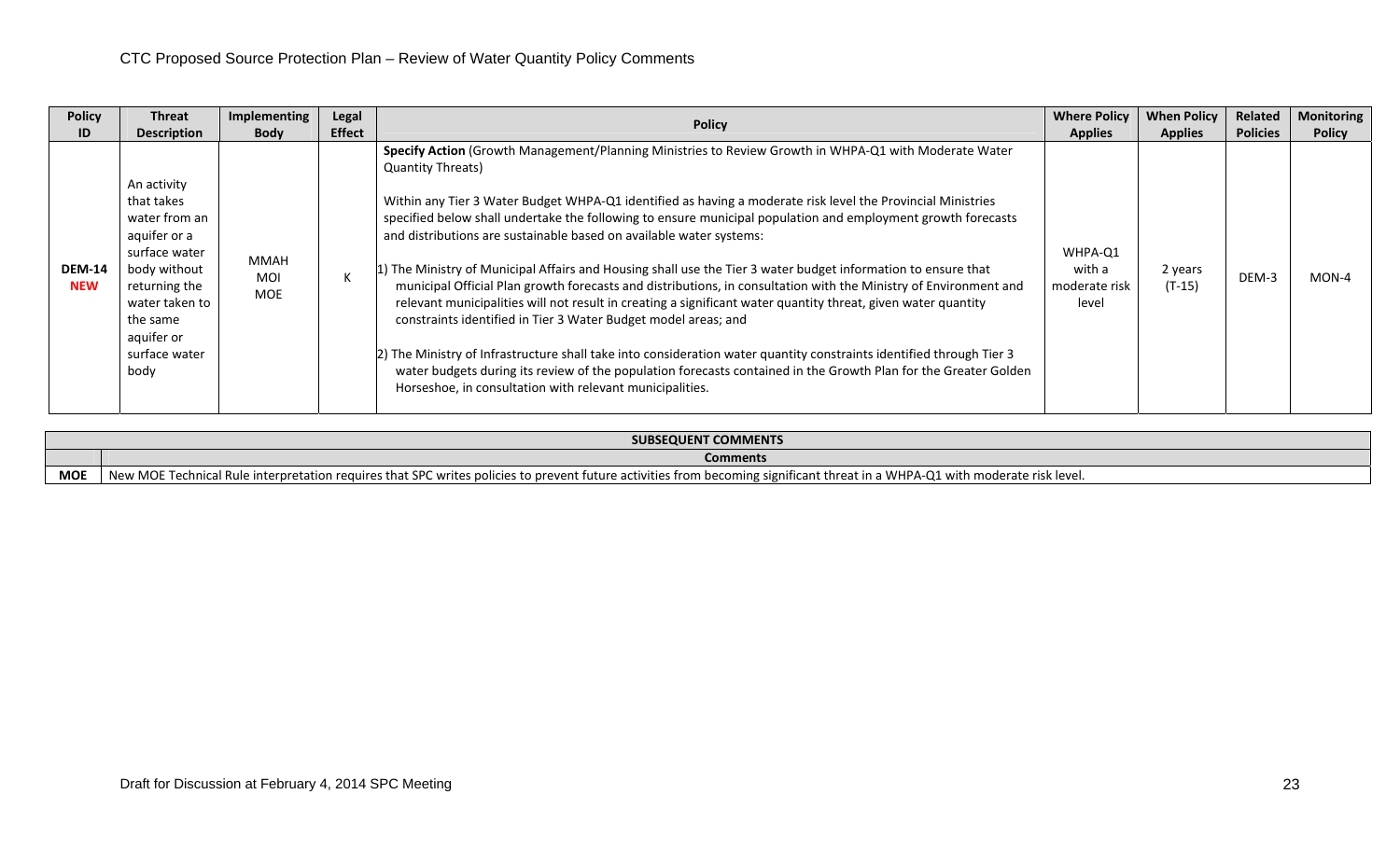| Policy ID | Threat Description | Implementing Body | Legal Effect | Policy | Where Policy Applies | When Policy Applies | Related Policies | Monitoring Policy |
|---|---|---|---|---|---|---|---|---|
| **DEM-14** **NEW** | An activity that takes water from an aquifer or a surface water body without returning the water taken to the same aquifer or surface water body | MMAH MOI MOE | K | **Specify Action** (Growth Management/Planning Ministries to Review Growth in WHPA-Q1 with Moderate Water Quantity Threats) <br><br> Within any Tier 3 Water Budget WHPA-Q1 identified as having a moderate risk level the Provincial Ministries specified below shall undertake the following to ensure municipal population and employment growth forecasts and distributions are sustainable based on available water systems: <br><br> 1) The Ministry of Municipal Affairs and Housing shall use the Tier 3 water budget information to ensure that municipal Official Plan growth forecasts and distributions, in consultation with the Ministry of Environment and relevant municipalities will not result in creating a significant water quantity threat, given water quantity constraints identified in Tier 3 Water Budget model areas; and <br><br> 2) The Ministry of Infrastructure shall take into consideration water quantity constraints identified through Tier 3 water budgets during its review of the population forecasts contained in the Growth Plan for the Greater Golden Horseshoe, in consultation with relevant municipalities. | WHPA-Q1 with a moderate risk level | 2 years (T-15) | DEM-3 | MON-4 |

| SUBSEQUENT COMMENTS | |
|---|---|
| | **Comments** |
| **MOE** | New MOE Technical Rule interpretation requires that SPC writes policies to prevent future activities from becoming significant threat in a WHPA-Q1 with moderate risk level. |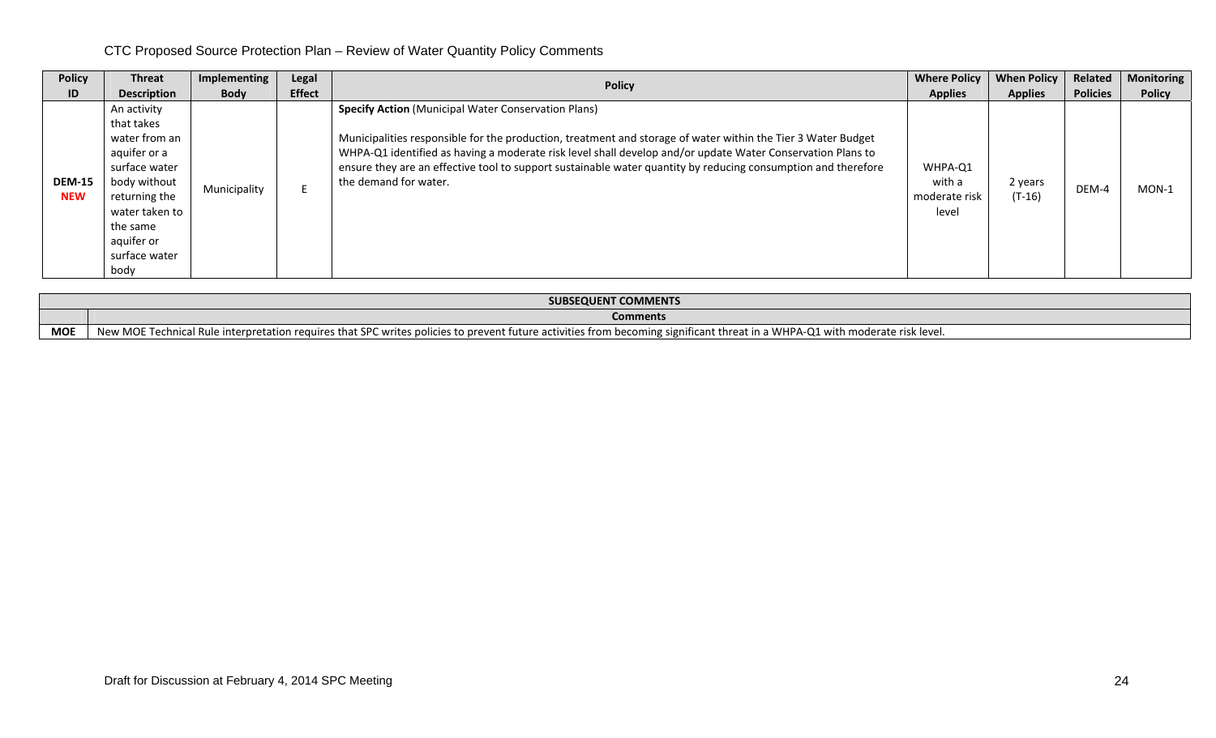CTC Proposed Source Protection Plan – Review of Water Quantity Policy Comments

| Policy ID | Threat Description | Implementing Body | Legal Effect | Policy | Where Policy Applies | When Policy Applies | Related Policies | Monitoring Policy |
|---|---|---|---|---|---|---|---|---|
| DEM-15 **NEW** | An activity that takes water from an aquifer or a surface water body without returning the water taken to the same aquifer or surface water body | Municipality | E | **Specify Action** (Municipal Water Conservation Plans)<br><br>Municipalities responsible for the production, treatment and storage of water within the Tier 3 Water Budget WHPA-Q1 identified as having a moderate risk level shall develop and/or update Water Conservation Plans to ensure they are an effective tool to support sustainable water quantity by reducing consumption and therefore the demand for water. | WHPA-Q1 with a moderate risk level | 2 years (T-16) | DEM-4 | MON-1 |

| SUBSEQUENT COMMENTS | |
|---|---|
| | **Comments** |
| **MOE** | New MOE Technical Rule interpretation requires that SPC writes policies to prevent future activities from becoming significant threat in a WHPA-Q1 with moderate risk level. |

Draft for Discussion at February 4, 2014 SPC Meeting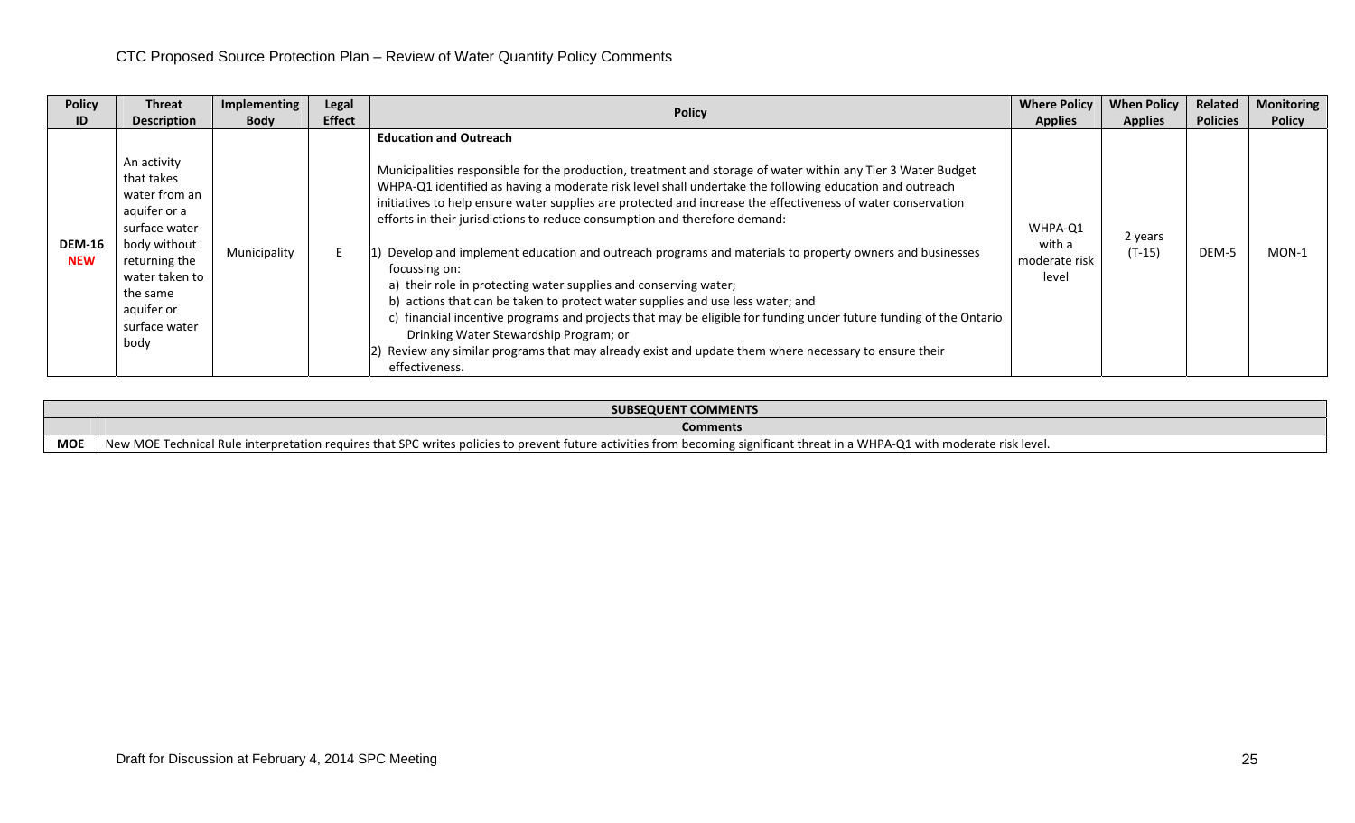| Policy ID | Threat Description | Implementing Body | Legal Effect | Policy | Where Policy Applies | When Policy Applies | Related Policies | Monitoring Policy |
|---|---|---|---|---|---|---|---|---|
| DEM-16 **NEW** | An activity that takes water from an aquifer or a surface water body without returning the water taken to the same aquifer or surface water body | Municipality | E | **Education and Outreach**<br><br>Municipalities responsible for the production, treatment and storage of water within any Tier 3 Water Budget WHPA-Q1 identified as having a moderate risk level shall undertake the following education and outreach initiatives to help ensure water supplies are protected and increase the effectiveness of water conservation efforts in their jurisdictions to reduce consumption and therefore demand:<br><br>1) Develop and implement education and outreach programs and materials to property owners and businesses focussing on:<br>a) their role in protecting water supplies and conserving water;<br>b) actions that can be taken to protect water supplies and use less water; and<br>c) financial incentive programs and projects that may be eligible for funding under future funding of the Ontario Drinking Water Stewardship Program; or<br>2) Review any similar programs that may already exist and update them where necessary to ensure their effectiveness. | WHPA-Q1 with a moderate risk level | 2 years (T-15) | DEM-5 | MON-1 |

| SUBSEQUENT COMMENTS | |
|---|---|
| | **Comments** |
| **MOE** | New MOE Technical Rule interpretation requires that SPC writes policies to prevent future activities from becoming significant threat in a WHPA-Q1 with moderate risk level. |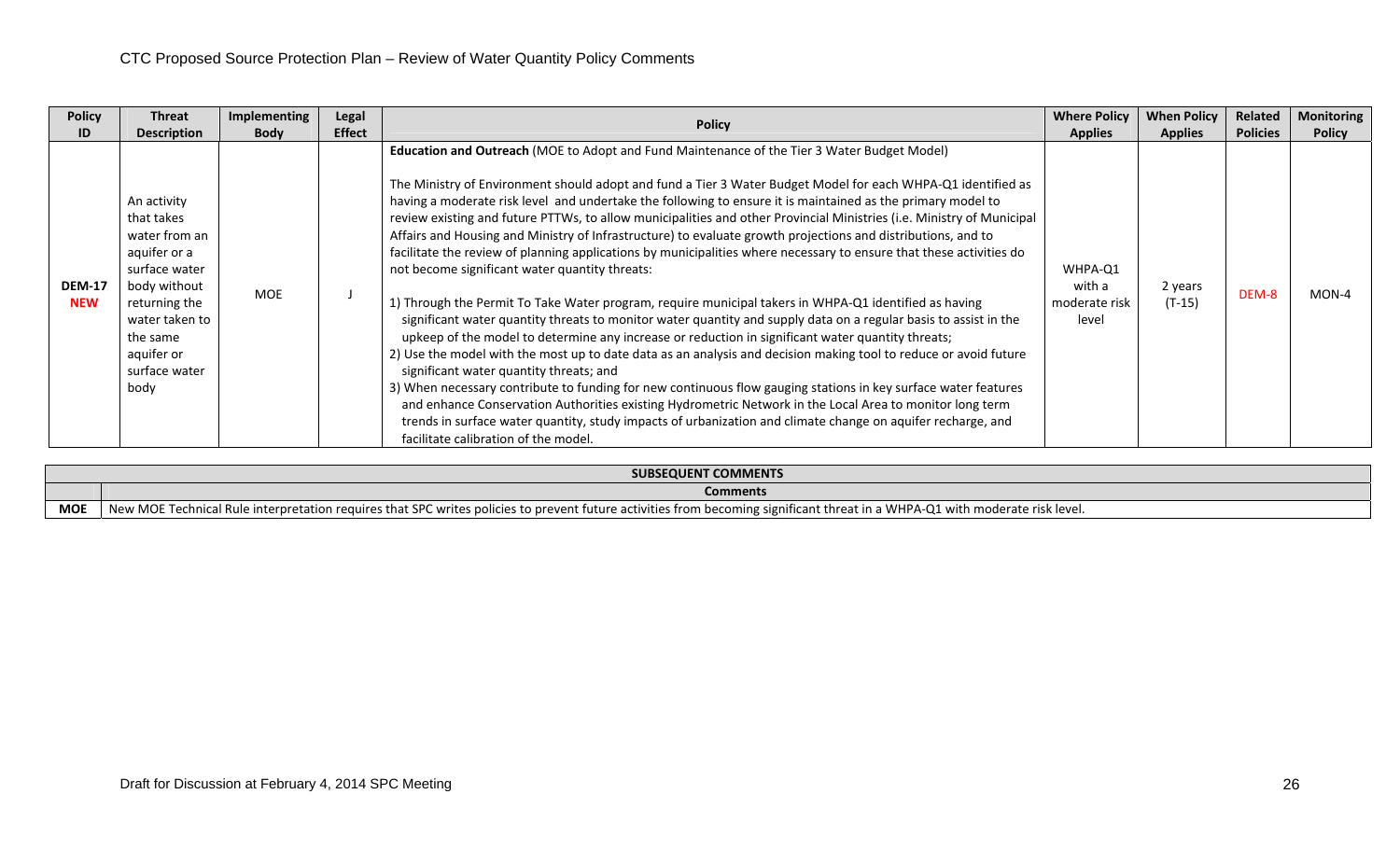CTC Proposed Source Protection Plan – Review of Water Quantity Policy Comments

| Policy ID | Threat Description | Implementing Body | Legal Effect | Policy | Where Policy Applies | When Policy Applies | Related Policies | Monitoring Policy |
|---|---|---|---|---|---|---|---|---|
| DEM-17 **NEW** | An activity that takes water from an aquifer or a surface water body without returning the water taken to the same aquifer or surface water body | MOE | J | **Education and Outreach** (MOE to Adopt and Fund Maintenance of the Tier 3 Water Budget Model)<br><br>The Ministry of Environment should adopt and fund a Tier 3 Water Budget Model for each WHPA-Q1 identified as having a moderate risk level and undertake the following to ensure it is maintained as the primary model to review existing and future PTTWs, to allow municipalities and other Provincial Ministries (i.e. Ministry of Municipal Affairs and Housing and Ministry of Infrastructure) to evaluate growth projections and distributions, and to facilitate the review of planning applications by municipalities where necessary to ensure that these activities do not become significant water quantity threats:<br><br>1) Through the Permit To Take Water program, require municipal takers in WHPA-Q1 identified as having significant water quantity threats to monitor water quantity and supply data on a regular basis to assist in the upkeep of the model to determine any increase or reduction in significant water quantity threats;<br>2) Use the model with the most up to date data as an analysis and decision making tool to reduce or avoid future significant water quantity threats; and<br>3) When necessary contribute to funding for new continuous flow gauging stations in key surface water features and enhance Conservation Authorities existing Hydrometric Network in the Local Area to monitor long term trends in surface water quantity, study impacts of urbanization and climate change on aquifer recharge, and facilitate calibration of the model. | WHPA-Q1 with a moderate risk level | 2 years (T-15) | DEM-8 | MON-4 |

| SUBSEQUENT COMMENTS | |
|---|---|
| | **Comments** |
| **MOE** | New MOE Technical Rule interpretation requires that SPC writes policies to prevent future activities from becoming significant threat in a WHPA-Q1 with moderate risk level. |

Draft for Discussion at February 4, 2014 SPC Meeting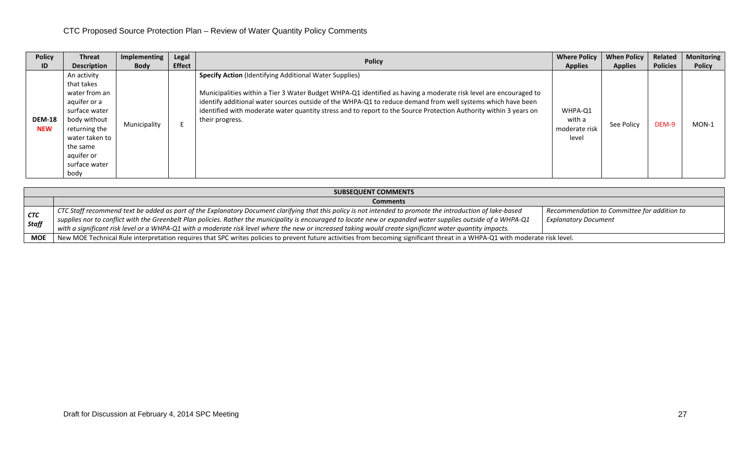CTC Proposed Source Protection Plan – Review of Water Quantity Policy Comments

| Policy ID | Threat Description | Implementing Body | Legal Effect | Policy | Where Policy Applies | When Policy Applies | Related Policies | Monitoring Policy |
|---|---|---|---|---|---|---|---|---|
| **DEM-18 NEW** | An activity that takes water from an aquifer or a surface water body without returning the water taken to the same aquifer or surface water body | Municipality | E | **Specify Action** (Identifying Additional Water Supplies)<br><br>Municipalities within a Tier 3 Water Budget WHPA-Q1 identified as having a moderate risk level are encouraged to identify additional water sources outside of the WHPA-Q1 to reduce demand from well systems which have been identified with moderate water quantity stress and to report to the Source Protection Authority within 3 years on their progress. | WHPA-Q1 with a moderate risk level | See Policy | DEM-9 | MON-1 |

| SUBSEQUENT COMMENTS | | |
|---|---|---|
| | **Comments** | |
| ***CTC Staff*** | *CTC Staff recommend text be added as part of the Explanatory Document clarifying that this policy is not intended to promote the introduction of lake-based supplies nor to conflict with the Greenbelt Plan policies. Rather the municipality is encouraged to locate new or expanded water supplies outside of a WHPA-Q1 with a significant risk level or a WHPA-Q1 with a moderate risk level where the new or increased taking would create significant water quantity impacts.* | *Recommendation to Committee for addition to Explanatory Document* |
| **MOE** | New MOE Technical Rule interpretation requires that SPC writes policies to prevent future activities from becoming significant threat in a WHPA-Q1 with moderate risk level. | |

Draft for Discussion at February 4, 2014 SPC Meeting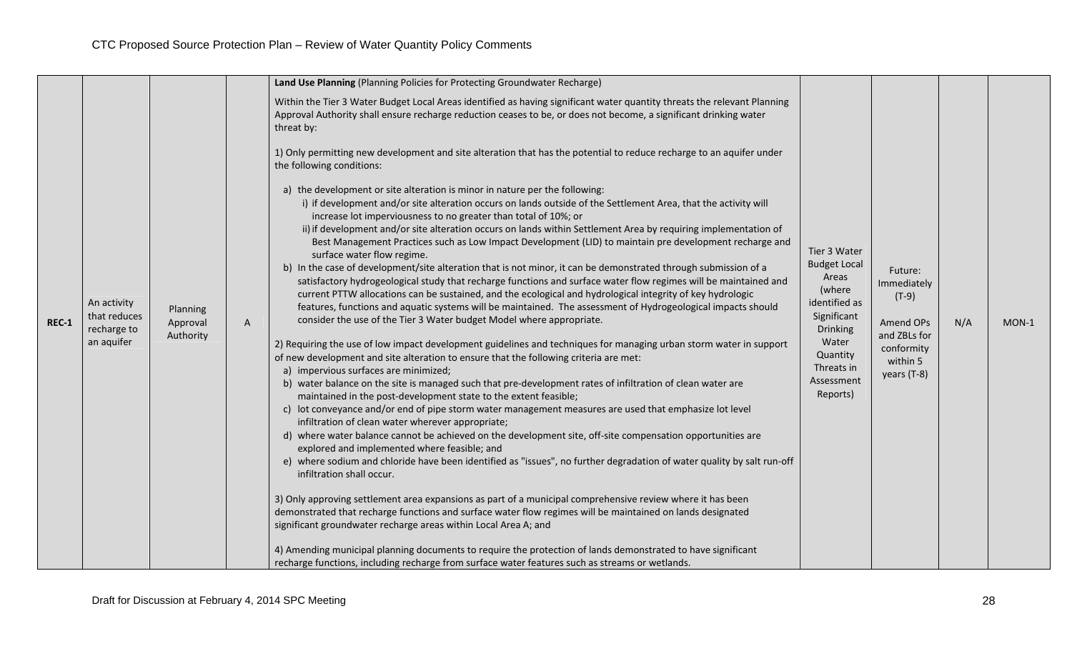| REC-1 | An activity that reduces recharge to an aquifer | Planning Approval Authority | A | **Land Use Planning** (Planning Policies for Protecting Groundwater Recharge)<br><br>Within the Tier 3 Water Budget Local Areas identified as having significant water quantity threats the relevant Planning Approval Authority shall ensure recharge reduction ceases to be, or does not become, a significant drinking water threat by:<br><br>1) Only permitting new development and site alteration that has the potential to reduce recharge to an aquifer under the following conditions:<br><br>a) the development or site alteration is minor in nature per the following:<br>i) if development and/or site alteration occurs on lands outside of the Settlement Area, that the activity will increase lot imperviousness to no greater than total of 10%; or<br>ii) if development and/or site alteration occurs on lands within Settlement Area by requiring implementation of Best Management Practices such as Low Impact Development (LID) to maintain pre development recharge and surface water flow regime.<br>b) In the case of development/site alteration that is not minor, it can be demonstrated through submission of a satisfactory hydrogeological study that recharge functions and surface water flow regimes will be maintained and current PTTW allocations can be sustained, and the ecological and hydrological integrity of key hydrologic features, functions and aquatic systems will be maintained. The assessment of Hydrogeological impacts should consider the use of the Tier 3 Water budget Model where appropriate.<br><br>2) Requiring the use of low impact development guidelines and techniques for managing urban storm water in support of new development and site alteration to ensure that the following criteria are met:<br>a) impervious surfaces are minimized;<br>b) water balance on the site is managed such that pre-development rates of infiltration of clean water are maintained in the post-development state to the extent feasible;<br>c) lot conveyance and/or end of pipe storm water management measures are used that emphasize lot level infiltration of clean water wherever appropriate;<br>d) where water balance cannot be achieved on the development site, off-site compensation opportunities are explored and implemented where feasible; and<br>e) where sodium and chloride have been identified as "issues", no further degradation of water quality by salt run-off infiltration shall occur.<br><br>3) Only approving settlement area expansions as part of a municipal comprehensive review where it has been demonstrated that recharge functions and surface water flow regimes will be maintained on lands designated significant groundwater recharge areas within Local Area A; and<br><br>4) Amending municipal planning documents to require the protection of lands demonstrated to have significant recharge functions, including recharge from surface water features such as streams or wetlands. | Tier 3 Water Budget Local Areas (where identified as Significant Drinking Water Quantity Threats in Assessment Reports) | Future: Immediately (T-9)<br><br>Amend OPs and ZBLs for conformity within 5 years (T-8) | N/A | MON-1 |
|---|---|---|---|---|---|---|---|---|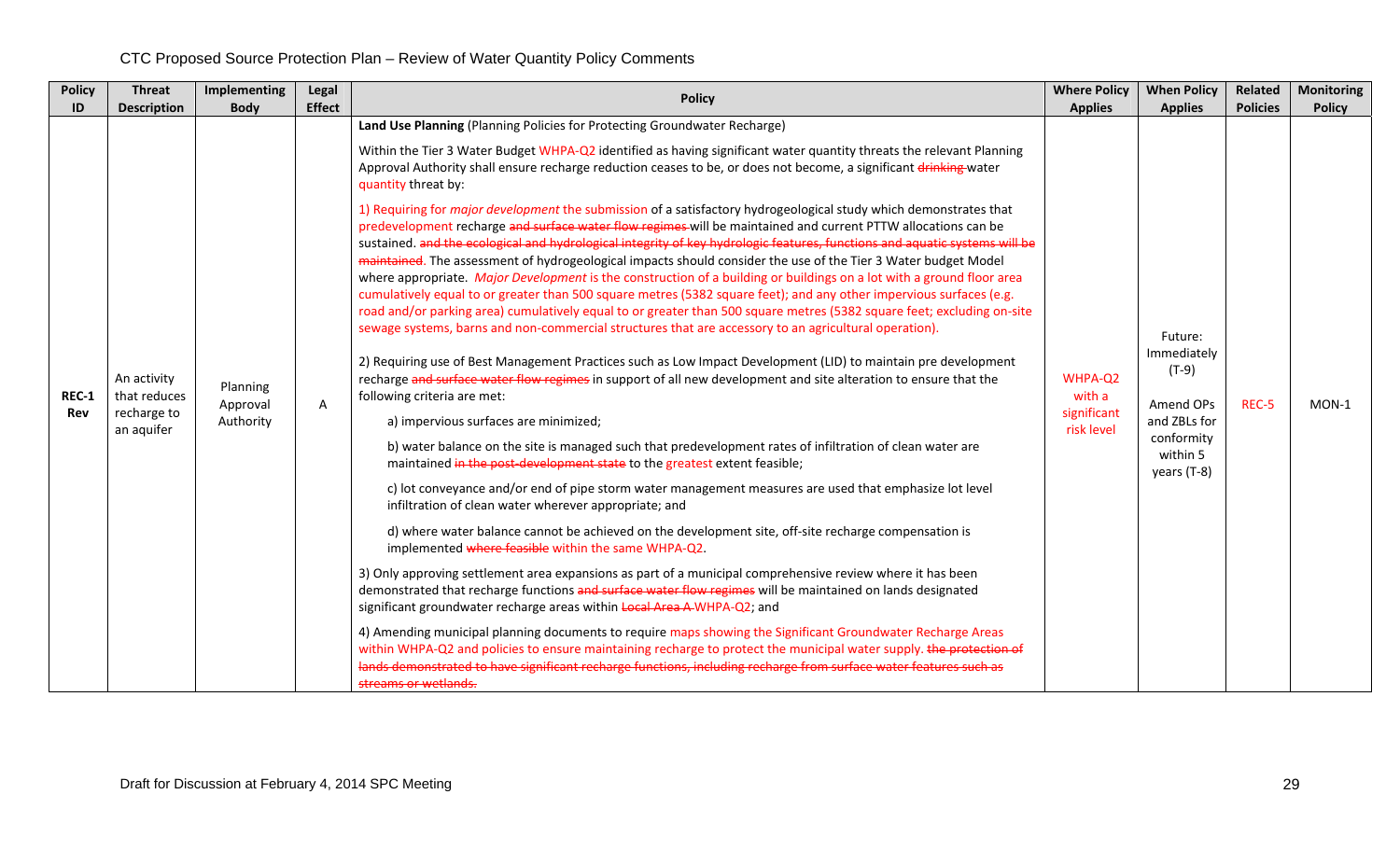CTC Proposed Source Protection Plan – Review of Water Quantity Policy Comments

| Policy ID | Threat Description | Implementing Body | Legal Effect | Policy | Where Policy Applies | When Policy Applies | Related Policies | Monitoring Policy |
|---|---|---|---|---|---|---|---|---|
| REC-1 Rev | An activity that reduces recharge to an aquifer | Planning Approval Authority | A | **Land Use Planning** (Planning Policies for Protecting Groundwater Recharge)<br><br>Within the Tier 3 Water Budget WHPA-Q2 identified as having significant water quantity threats the relevant Planning Approval Authority shall ensure recharge reduction ceases to be, or does not become, a significant ~~drinking~~ water quantity threat by:<br><br>1) Requiring for *major development* the submission of a satisfactory hydrogeological study which demonstrates that predevelopment recharge ~~and surface water flow regimes~~ will be maintained and current PTTW allocations can be sustained. ~~and the ecological and hydrological integrity of key hydrologic features, functions and aquatic systems will be maintained~~. The assessment of hydrogeological impacts should consider the use of the Tier 3 Water budget Model where appropriate. *Major Development* is the construction of a building or buildings on a lot with a ground floor area cumulatively equal to or greater than 500 square metres (5382 square feet); and any other impervious surfaces (e.g. road and/or parking area) cumulatively equal to or greater than 500 square metres (5382 square feet; excluding on-site sewage systems, barns and non-commercial structures that are accessory to an agricultural operation).<br><br>2) Requiring use of Best Management Practices such as Low Impact Development (LID) to maintain pre development recharge ~~and surface water flow regimes~~ in support of all new development and site alteration to ensure that the following criteria are met:<br><br>a) impervious surfaces are minimized;<br><br>b) water balance on the site is managed such that predevelopment rates of infiltration of clean water are maintained ~~in the post-development state~~ to the greatest extent feasible;<br><br>c) lot conveyance and/or end of pipe storm water management measures are used that emphasize lot level infiltration of clean water wherever appropriate; and<br><br>d) where water balance cannot be achieved on the development site, off-site recharge compensation is implemented ~~where feasible~~ within the same WHPA-Q2.<br><br>3) Only approving settlement area expansions as part of a municipal comprehensive review where it has been demonstrated that recharge functions ~~and surface water flow regimes~~ will be maintained on lands designated significant groundwater recharge areas within ~~Local Area A~~ WHPA-Q2; and<br><br>4) Amending municipal planning documents to require maps showing the Significant Groundwater Recharge Areas within WHPA-Q2 and policies to ensure maintaining recharge to protect the municipal water supply. ~~the protection of lands demonstrated to have significant recharge functions, including recharge from surface water features such as streams or wetlands.~~ | WHPA-Q2 with a significant risk level | Future: Immediately (T-9)<br><br>Amend OPs and ZBLs for conformity within 5 years (T-8) | REC-5 | MON-1 |

Draft for Discussion at February 4, 2014 SPC Meeting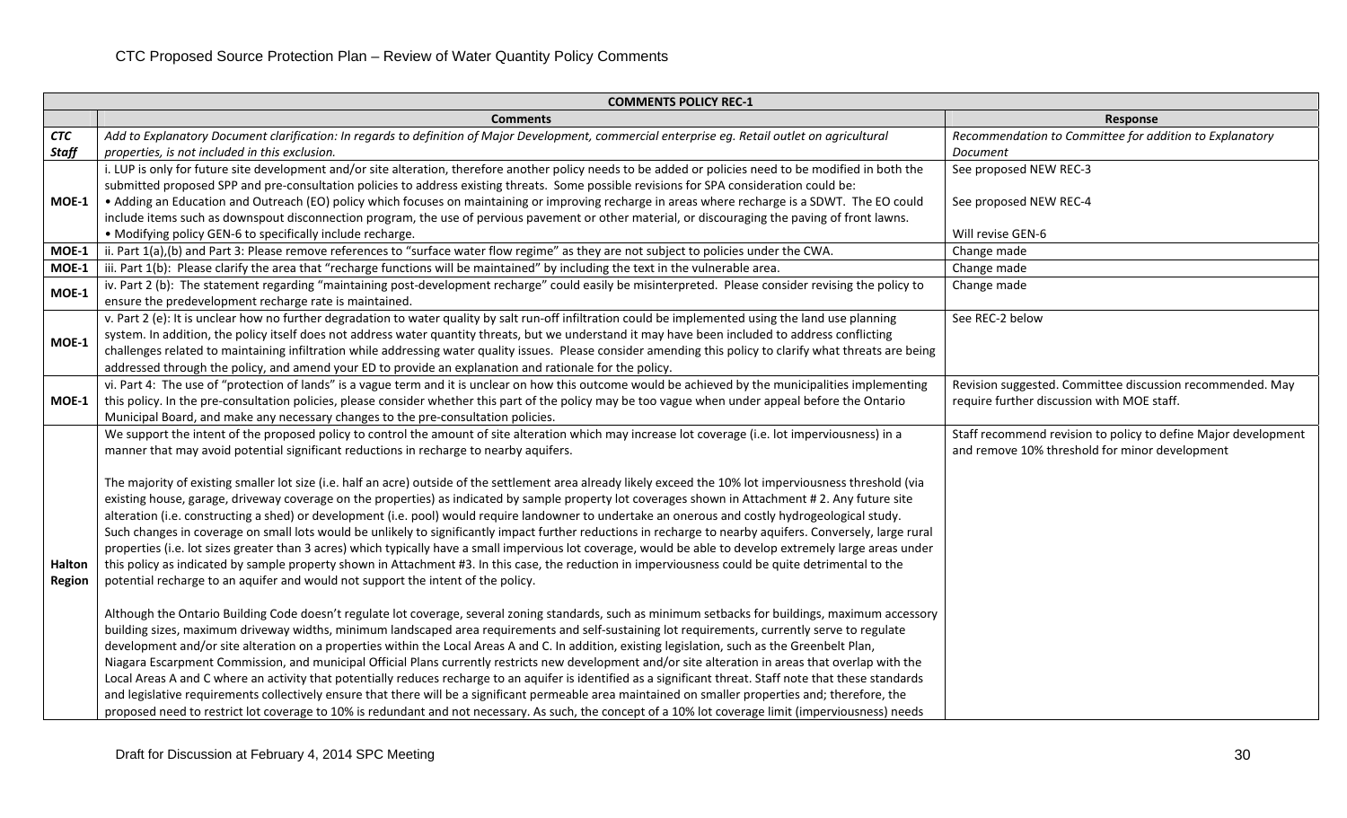CTC Proposed Source Protection Plan – Review of Water Quantity Policy Comments

| COMMENTS POLICY REC-1 | | |
|---|---|---|
| | **Comments** | **Response** |
| ***CTC Staff*** | *Add to Explanatory Document clarification: In regards to definition of Major Development, commercial enterprise eg. Retail outlet on agricultural properties, is not included in this exclusion.* | *Recommendation to Committee for addition to Explanatory Document* |
| **MOE-1** | i. LUP is only for future site development and/or site alteration, therefore another policy needs to be added or policies need to be modified in both the submitted proposed SPP and pre-consultation policies to address existing threats. Some possible revisions for SPA consideration could be:<br>• Adding an Education and Outreach (EO) policy which focuses on maintaining or improving recharge in areas where recharge is a SDWT. The EO could include items such as downspout disconnection program, the use of pervious pavement or other material, or discouraging the paving of front lawns.<br>• Modifying policy GEN-6 to specifically include recharge. | See proposed NEW REC-3<br><br>See proposed NEW REC-4<br><br>Will revise GEN-6 |
| **MOE-1** | ii. Part 1(a),(b) and Part 3: Please remove references to "surface water flow regime" as they are not subject to policies under the CWA. | Change made |
| **MOE-1** | iii. Part 1(b): Please clarify the area that "recharge functions will be maintained" by including the text in the vulnerable area. | Change made |
| **MOE-1** | iv. Part 2 (b): The statement regarding "maintaining post-development recharge" could easily be misinterpreted. Please consider revising the policy to ensure the predevelopment recharge rate is maintained. | Change made |
| **MOE-1** | v. Part 2 (e): It is unclear how no further degradation to water quality by salt run-off infiltration could be implemented using the land use planning system. In addition, the policy itself does not address water quantity threats, but we understand it may have been included to address conflicting challenges related to maintaining infiltration while addressing water quality issues. Please consider amending this policy to clarify what threats are being addressed through the policy, and amend your ED to provide an explanation and rationale for the policy. | See REC-2 below |
| **MOE-1** | vi. Part 4: The use of "protection of lands" is a vague term and it is unclear on how this outcome would be achieved by the municipalities implementing this policy. In the pre-consultation policies, please consider whether this part of the policy may be too vague when under appeal before the Ontario Municipal Board, and make any necessary changes to the pre-consultation policies. | Revision suggested. Committee discussion recommended. May require further discussion with MOE staff. |
| **Halton Region** | We support the intent of the proposed policy to control the amount of site alteration which may increase lot coverage (i.e. lot imperviousness) in a manner that may avoid potential significant reductions in recharge to nearby aquifers.<br><br>The majority of existing smaller lot size (i.e. half an acre) outside of the settlement area already likely exceed the 10% lot imperviousness threshold (via existing house, garage, driveway coverage on the properties) as indicated by sample property lot coverages shown in Attachment # 2. Any future site alteration (i.e. constructing a shed) or development (i.e. pool) would require landowner to undertake an onerous and costly hydrogeological study. Such changes in coverage on small lots would be unlikely to significantly impact further reductions in recharge to nearby aquifers. Conversely, large rural properties (i.e. lot sizes greater than 3 acres) which typically have a small impervious lot coverage, would be able to develop extremely large areas under this policy as indicated by sample property shown in Attachment #3. In this case, the reduction in imperviousness could be quite detrimental to the potential recharge to an aquifer and would not support the intent of the policy.<br><br>Although the Ontario Building Code doesn't regulate lot coverage, several zoning standards, such as minimum setbacks for buildings, maximum accessory building sizes, maximum driveway widths, minimum landscaped area requirements and self-sustaining lot requirements, currently serve to regulate development and/or site alteration on a properties within the Local Areas A and C. In addition, existing legislation, such as the Greenbelt Plan, Niagara Escarpment Commission, and municipal Official Plans currently restricts new development and/or site alteration in areas that overlap with the Local Areas A and C where an activity that potentially reduces recharge to an aquifer is identified as a significant threat. Staff note that these standards and legislative requirements collectively ensure that there will be a significant permeable area maintained on smaller properties and; therefore, the proposed need to restrict lot coverage to 10% is redundant and not necessary. As such, the concept of a 10% lot coverage limit (imperviousness) needs | Staff recommend revision to policy to define Major development and remove 10% threshold for minor development |

Draft for Discussion at February 4, 2014 SPC Meeting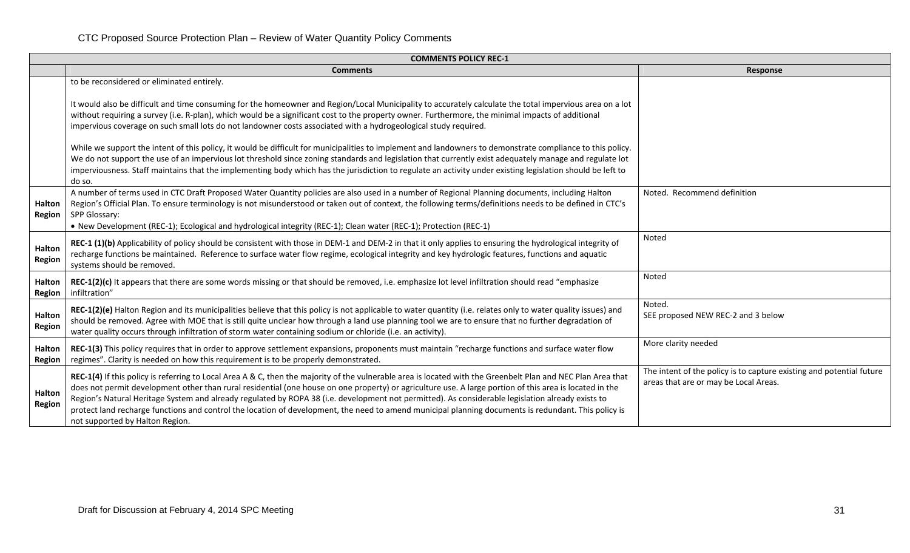CTC Proposed Source Protection Plan – Review of Water Quantity Policy Comments

| COMMENTS POLICY REC-1 | | |
|---|---|---|
| | **Comments** | **Response** |
| | to be reconsidered or eliminated entirely.<br><br>It would also be difficult and time consuming for the homeowner and Region/Local Municipality to accurately calculate the total impervious area on a lot without requiring a survey (i.e. R-plan), which would be a significant cost to the property owner. Furthermore, the minimal impacts of additional impervious coverage on such small lots do not landowner costs associated with a hydrogeological study required.<br><br>While we support the intent of this policy, it would be difficult for municipalities to implement and landowners to demonstrate compliance to this policy. We do not support the use of an impervious lot threshold since zoning standards and legislation that currently exist adequately manage and regulate lot imperviousness. Staff maintains that the implementing body which has the jurisdiction to regulate an activity under existing legislation should be left to do so. | |
| **Halton Region** | A number of terms used in CTC Draft Proposed Water Quantity policies are also used in a number of Regional Planning documents, including Halton Region's Official Plan. To ensure terminology is not misunderstood or taken out of context, the following terms/definitions needs to be defined in CTC's SPP Glossary:<br>• New Development (REC-1); Ecological and hydrological integrity (REC-1); Clean water (REC-1); Protection (REC-1) | Noted. Recommend definition |
| **Halton Region** | **REC-1 (1)(b)** Applicability of policy should be consistent with those in DEM-1 and DEM-2 in that it only applies to ensuring the hydrological integrity of recharge functions be maintained. Reference to surface water flow regime, ecological integrity and key hydrologic features, functions and aquatic systems should be removed. | Noted |
| **Halton Region** | **REC-1(2)(c)** It appears that there are some words missing or that should be removed, i.e. emphasize lot level infiltration should read "emphasize infiltration" | Noted |
| **Halton Region** | **REC-1(2)(e)** Halton Region and its municipalities believe that this policy is not applicable to water quantity (i.e. relates only to water quality issues) and should be removed. Agree with MOE that is still quite unclear how through a land use planning tool we are to ensure that no further degradation of water quality occurs through infiltration of storm water containing sodium or chloride (i.e. an activity). | Noted.<br>SEE proposed NEW REC-2 and 3 below |
| **Halton Region** | **REC-1(3)** This policy requires that in order to approve settlement expansions, proponents must maintain "recharge functions and surface water flow regimes". Clarity is needed on how this requirement is to be properly demonstrated. | More clarity needed |
| **Halton Region** | **REC-1(4)** If this policy is referring to Local Area A & C, then the majority of the vulnerable area is located with the Greenbelt Plan and NEC Plan Area that does not permit development other than rural residential (one house on one property) or agriculture use. A large portion of this area is located in the Region's Natural Heritage System and already regulated by ROPA 38 (i.e. development not permitted). As considerable legislation already exists to protect land recharge functions and control the location of development, the need to amend municipal planning documents is redundant. This policy is not supported by Halton Region. | The intent of the policy is to capture existing and potential future areas that are or may be Local Areas. |

Draft for Discussion at February 4, 2014 SPC Meeting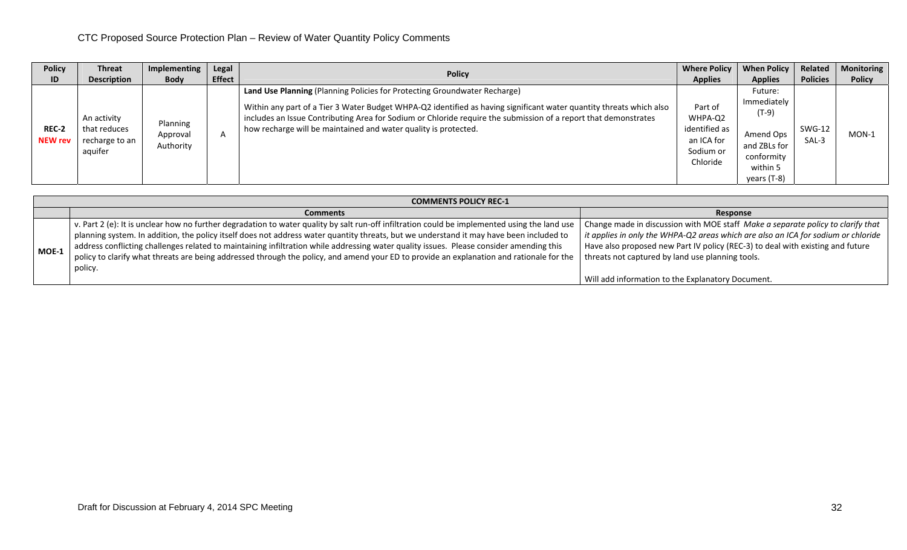CTC Proposed Source Protection Plan – Review of Water Quantity Policy Comments

| Policy ID | Threat Description | Implementing Body | Legal Effect | Policy | Where Policy Applies | When Policy Applies | Related Policies | Monitoring Policy |
|---|---|---|---|---|---|---|---|---|
| REC-2 NEW rev | An activity that reduces recharge to an aquifer | Planning Approval Authority | A | **Land Use Planning** (Planning Policies for Protecting Groundwater Recharge)<br><br>Within any part of a Tier 3 Water Budget WHPA-Q2 identified as having significant water quantity threats which also includes an Issue Contributing Area for Sodium or Chloride require the submission of a report that demonstrates how recharge will be maintained and water quality is protected. | Part of WHPA-Q2 identified as an ICA for Sodium or Chloride | Future: Immediately (T-9)<br><br>Amend Ops and ZBLs for conformity within 5 years (T-8) | SWG-12<br>SAL-3 | MON-1 |

| COMMENTS POLICY REC-1 | | |
|---|---|---|
| | **Comments** | **Response** |
| MOE-1 | v. Part 2 (e): It is unclear how no further degradation to water quality by salt run-off infiltration could be implemented using the land use planning system. In addition, the policy itself does not address water quantity threats, but we understand it may have been included to address conflicting challenges related to maintaining infiltration while addressing water quality issues. Please consider amending this policy to clarify what threats are being addressed through the policy, and amend your ED to provide an explanation and rationale for the policy. | Change made in discussion with MOE staff *Make a separate policy to clarify that it applies in only the WHPA-Q2 areas which are also an ICA for sodium or chloride* Have also proposed new Part IV policy (REC-3) to deal with existing and future threats not captured by land use planning tools.<br><br>Will add information to the Explanatory Document. |

Draft for Discussion at February 4, 2014 SPC Meeting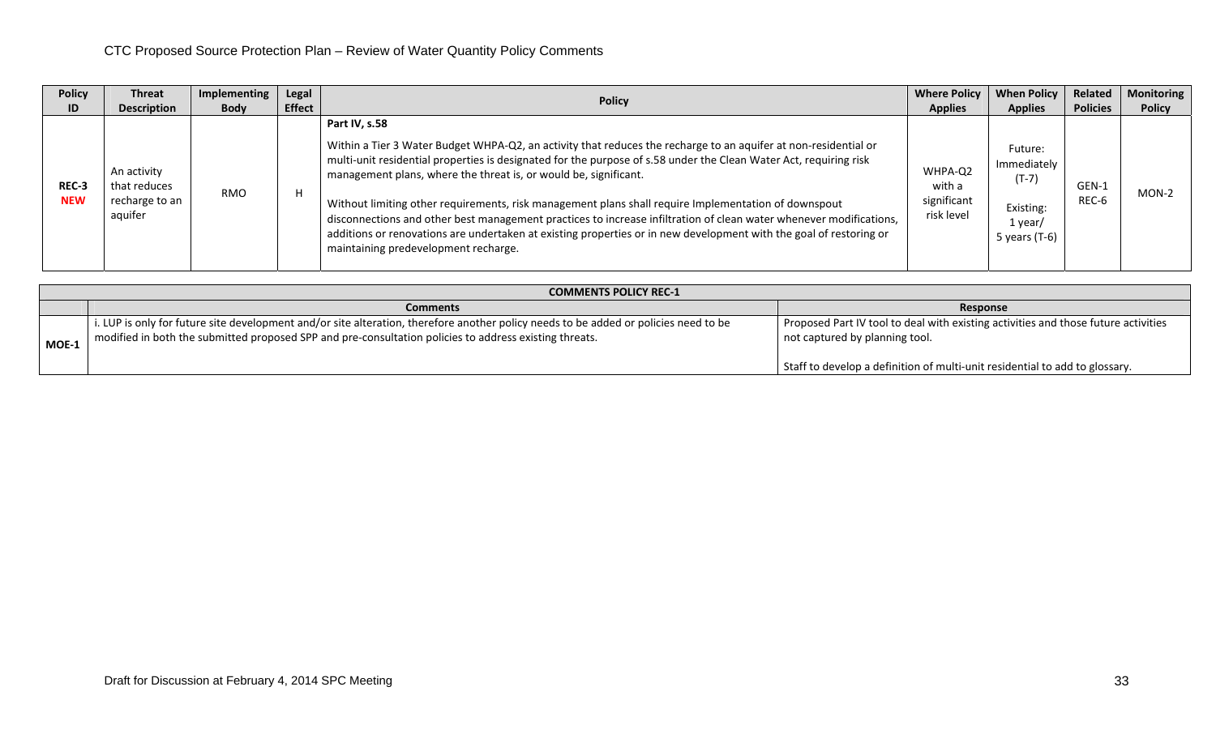CTC Proposed Source Protection Plan – Review of Water Quantity Policy Comments

| Policy ID | Threat Description | Implementing Body | Legal Effect | Policy | Where Policy Applies | When Policy Applies | Related Policies | Monitoring Policy |
|---|---|---|---|---|---|---|---|---|
| REC-3 **NEW** | An activity that reduces recharge to an aquifer | RMO | H | **Part IV, s.58**<br><br>Within a Tier 3 Water Budget WHPA-Q2, an activity that reduces the recharge to an aquifer at non-residential or multi-unit residential properties is designated for the purpose of s.58 under the Clean Water Act, requiring risk management plans, where the threat is, or would be, significant.<br><br>Without limiting other requirements, risk management plans shall require Implementation of downspout disconnections and other best management practices to increase infiltration of clean water whenever modifications, additions or renovations are undertaken at existing properties or in new development with the goal of restoring or maintaining predevelopment recharge. | WHPA-Q2 with a significant risk level | Future: Immediately (T-7)<br><br>Existing: 1 year/ 5 years (T-6) | GEN-1 REC-6 | MON-2 |

| COMMENTS POLICY REC-1 | | |
|---|---|---|
| | **Comments** | **Response** |
| **MOE-1** | i. LUP is only for future site development and/or site alteration, therefore another policy needs to be added or policies need to be modified in both the submitted proposed SPP and pre-consultation policies to address existing threats. | Proposed Part IV tool to deal with existing activities and those future activities not captured by planning tool.<br><br>Staff to develop a definition of multi-unit residential to add to glossary. |

Draft for Discussion at February 4, 2014 SPC Meeting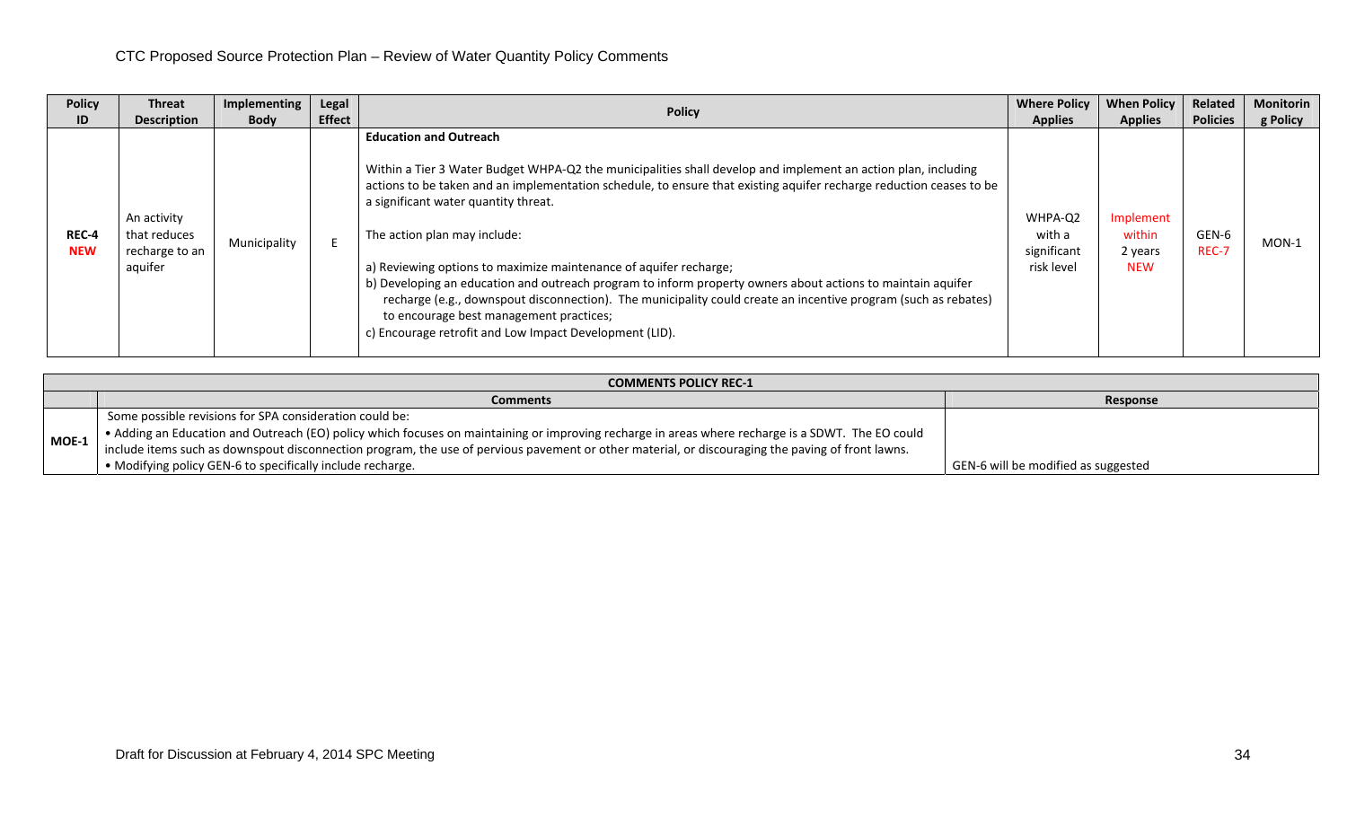CTC Proposed Source Protection Plan – Review of Water Quantity Policy Comments

| Policy ID | Threat Description | Implementing Body | Legal Effect | Policy | Where Policy Applies | When Policy Applies | Related Policies | Monitoring Policy |
|---|---|---|---|---|---|---|---|---|
| REC-4 NEW | An activity that reduces recharge to an aquifer | Municipality | E | **Education and Outreach**<br><br>Within a Tier 3 Water Budget WHPA-Q2 the municipalities shall develop and implement an action plan, including actions to be taken and an implementation schedule, to ensure that existing aquifer recharge reduction ceases to be a significant water quantity threat.<br><br>The action plan may include:<br><br>a) Reviewing options to maximize maintenance of aquifer recharge;<br>b) Developing an education and outreach program to inform property owners about actions to maintain aquifer recharge (e.g., downspout disconnection). The municipality could create an incentive program (such as rebates) to encourage best management practices;<br>c) Encourage retrofit and Low Impact Development (LID). | WHPA-Q2 with a significant risk level | Implement within 2 years NEW | GEN-6 REC-7 | MON-1 |

| COMMENTS POLICY REC-1 | | |
|---|---|---|
| | **Comments** | **Response** |
| MOE-1 | Some possible revisions for SPA consideration could be:<br>• Adding an Education and Outreach (EO) policy which focuses on maintaining or improving recharge in areas where recharge is a SDWT. The EO could include items such as downspout disconnection program, the use of pervious pavement or other material, or discouraging the paving of front lawns.<br>• Modifying policy GEN-6 to specifically include recharge. | GEN-6 will be modified as suggested |

Draft for Discussion at February 4, 2014 SPC Meeting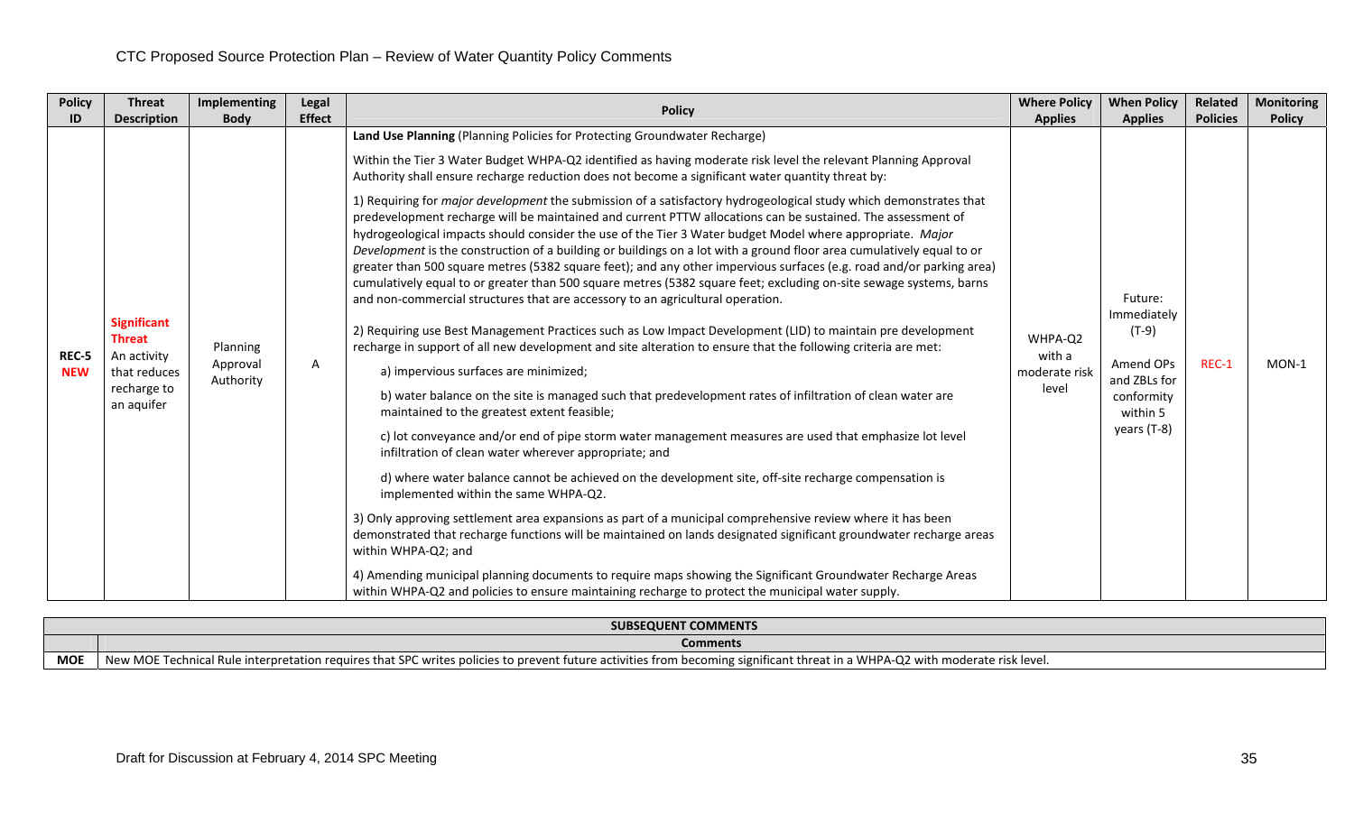CTC Proposed Source Protection Plan – Review of Water Quantity Policy Comments

| Policy ID | Threat Description | Implementing Body | Legal Effect | Policy | Where Policy Applies | When Policy Applies | Related Policies | Monitoring Policy |
|---|---|---|---|---|---|---|---|---|
| REC-5 NEW | **Significant Threat** An activity that reduces recharge to an aquifer | Planning Approval Authority | A | **Land Use Planning** (Planning Policies for Protecting Groundwater Recharge)<br><br>Within the Tier 3 Water Budget WHPA-Q2 identified as having moderate risk level the relevant Planning Approval Authority shall ensure recharge reduction does not become a significant water quantity threat by:<br><br>1) Requiring for *major development* the submission of a satisfactory hydrogeological study which demonstrates that predevelopment recharge will be maintained and current PTTW allocations can be sustained. The assessment of hydrogeological impacts should consider the use of the Tier 3 Water budget Model where appropriate. *Major Development* is the construction of a building or buildings on a lot with a ground floor area cumulatively equal to or greater than 500 square metres (5382 square feet); and any other impervious surfaces (e.g. road and/or parking area) cumulatively equal to or greater than 500 square metres (5382 square feet; excluding on-site sewage systems, barns and non-commercial structures that are accessory to an agricultural operation.<br><br>2) Requiring use Best Management Practices such as Low Impact Development (LID) to maintain pre development recharge in support of all new development and site alteration to ensure that the following criteria are met:<br><br>a) impervious surfaces are minimized;<br><br>b) water balance on the site is managed such that predevelopment rates of infiltration of clean water are maintained to the greatest extent feasible;<br><br>c) lot conveyance and/or end of pipe storm water management measures are used that emphasize lot level infiltration of clean water wherever appropriate; and<br><br>d) where water balance cannot be achieved on the development site, off-site recharge compensation is implemented within the same WHPA-Q2.<br><br>3) Only approving settlement area expansions as part of a municipal comprehensive review where it has been demonstrated that recharge functions will be maintained on lands designated significant groundwater recharge areas within WHPA-Q2; and<br><br>4) Amending municipal planning documents to require maps showing the Significant Groundwater Recharge Areas within WHPA-Q2 and policies to ensure maintaining recharge to protect the municipal water supply. | WHPA-Q2 with a moderate risk level | Future: Immediately (T-9)<br><br>Amend OPs and ZBLs for conformity within 5 years (T-8) | REC-1 | MON-1 |

| SUBSEQUENT COMMENTS | |
|---|---|
| | **Comments** |
| **MOE** | New MOE Technical Rule interpretation requires that SPC writes policies to prevent future activities from becoming significant threat in a WHPA-Q2 with moderate risk level. |

Draft for Discussion at February 4, 2014 SPC Meeting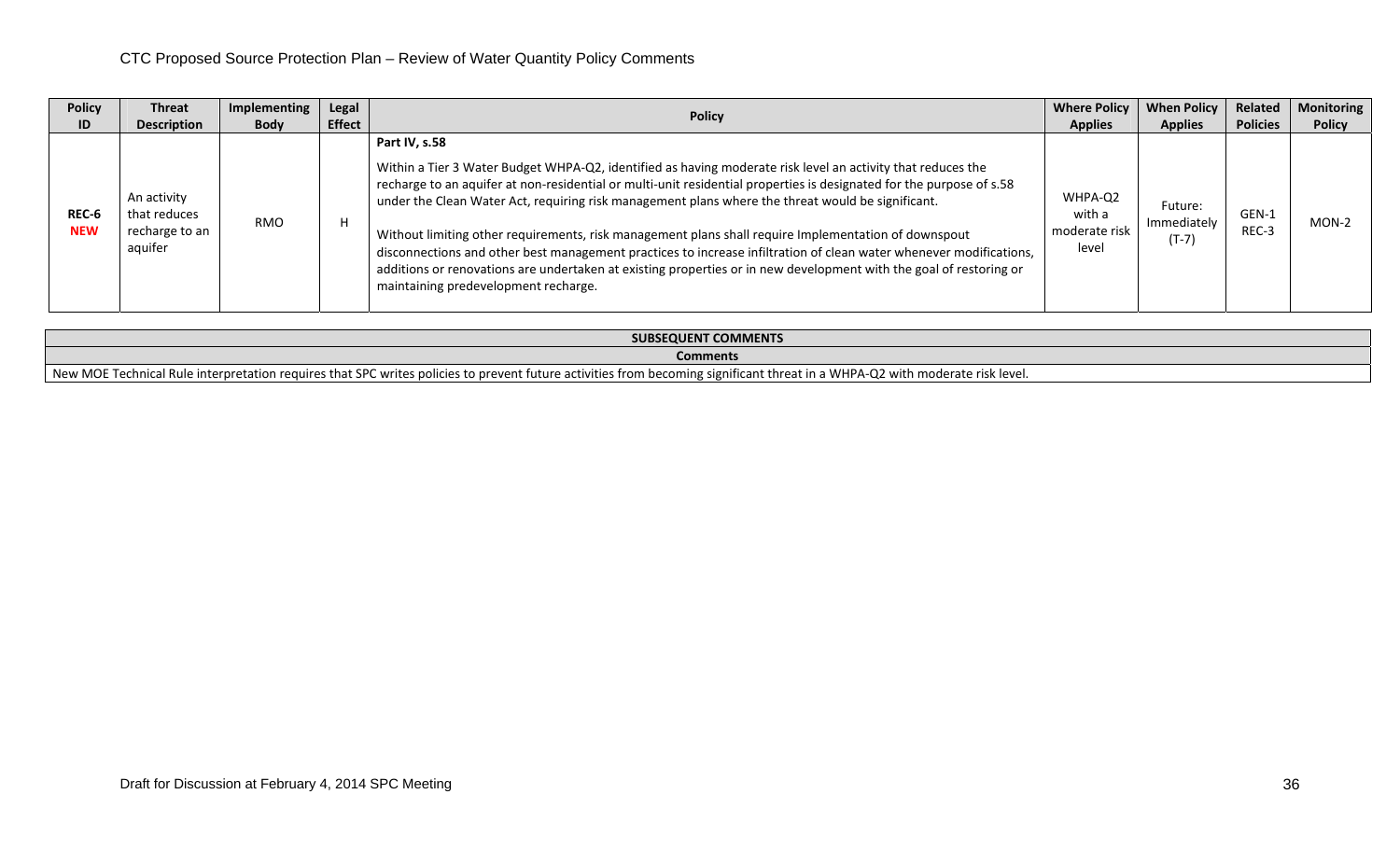CTC Proposed Source Protection Plan – Review of Water Quantity Policy Comments

| Policy ID | Threat Description | Implementing Body | Legal Effect | Policy | Where Policy Applies | When Policy Applies | Related Policies | Monitoring Policy |
|---|---|---|---|---|---|---|---|---|
| REC-6 **NEW** | An activity that reduces recharge to an aquifer | RMO | H | **Part IV, s.58**<br><br>Within a Tier 3 Water Budget WHPA-Q2, identified as having moderate risk level an activity that reduces the recharge to an aquifer at non-residential or multi-unit residential properties is designated for the purpose of s.58 under the Clean Water Act, requiring risk management plans where the threat would be significant.<br><br>Without limiting other requirements, risk management plans shall require Implementation of downspout disconnections and other best management practices to increase infiltration of clean water whenever modifications, additions or renovations are undertaken at existing properties or in new development with the goal of restoring or maintaining predevelopment recharge. | WHPA-Q2 with a moderate risk level | Future: Immediately (T-7) | GEN-1<br>REC-3 | MON-2 |

| SUBSEQUENT COMMENTS |
|---|
| **Comments** |
| New MOE Technical Rule interpretation requires that SPC writes policies to prevent future activities from becoming significant threat in a WHPA-Q2 with moderate risk level. |

Draft for Discussion at February 4, 2014 SPC Meeting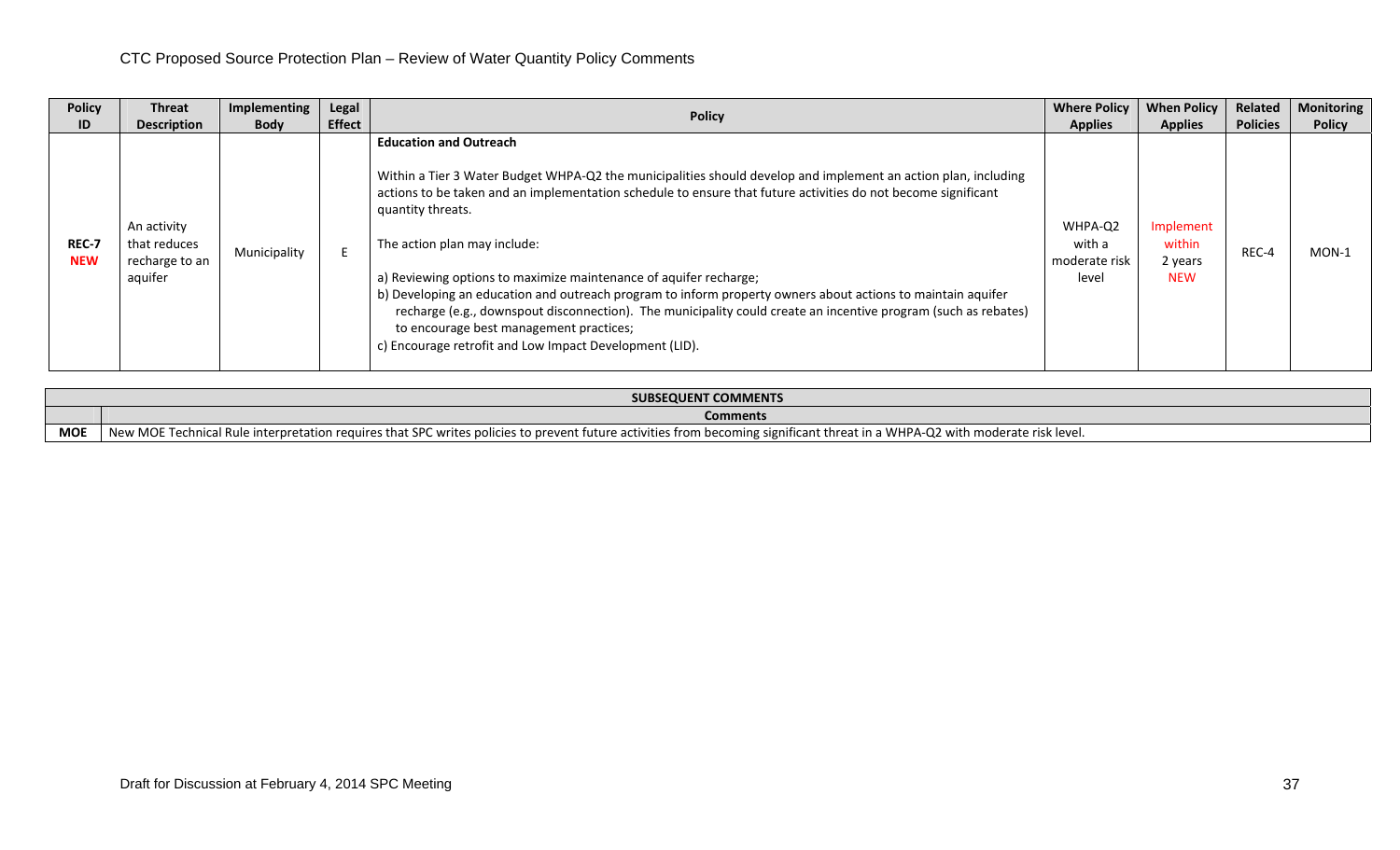CTC Proposed Source Protection Plan – Review of Water Quantity Policy Comments

| Policy ID | Threat Description | Implementing Body | Legal Effect | Policy | Where Policy Applies | When Policy Applies | Related Policies | Monitoring Policy |
|---|---|---|---|---|---|---|---|---|
| **REC-7** **NEW** | An activity that reduces recharge to an aquifer | Municipality | E | **Education and Outreach**<br><br>Within a Tier 3 Water Budget WHPA-Q2 the municipalities should develop and implement an action plan, including actions to be taken and an implementation schedule to ensure that future activities do not become significant quantity threats.<br><br>The action plan may include:<br><br>a) Reviewing options to maximize maintenance of aquifer recharge;<br>b) Developing an education and outreach program to inform property owners about actions to maintain aquifer recharge (e.g., downspout disconnection). The municipality could create an incentive program (such as rebates) to encourage best management practices;<br>c) Encourage retrofit and Low Impact Development (LID). | WHPA-Q2 with a moderate risk level | Implement within 2 years NEW | REC-4 | MON-1 |

| SUBSEQUENT COMMENTS | |
|---|---|
| | **Comments** |
| **MOE** | New MOE Technical Rule interpretation requires that SPC writes policies to prevent future activities from becoming significant threat in a WHPA-Q2 with moderate risk level. |

Draft for Discussion at February 4, 2014 SPC Meeting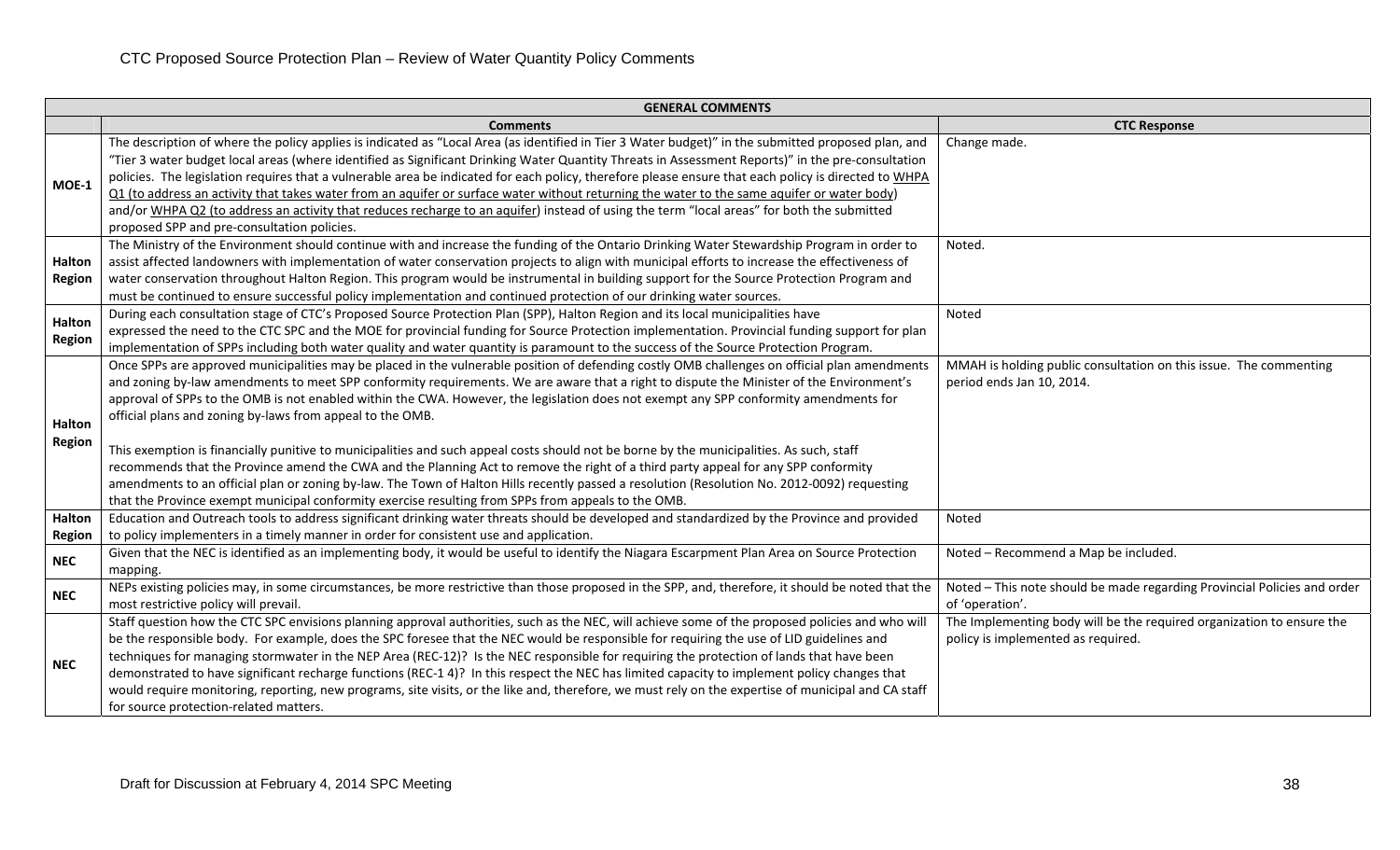# CTC Proposed Source Protection Plan – Review of Water Quantity Policy Comments

| GENERAL COMMENTS | | |
|---|---|---|
| | **Comments** | **CTC Response** |
| **MOE-1** | The description of where the policy applies is indicated as "Local Area (as identified in Tier 3 Water budget)" in the submitted proposed plan, and "Tier 3 water budget local areas (where identified as Significant Drinking Water Quantity Threats in Assessment Reports)" in the pre-consultation policies. The legislation requires that a vulnerable area be indicated for each policy, therefore please ensure that each policy is directed to WHPA Q1 (to address an activity that takes water from an aquifer or surface water without returning the water to the same aquifer or water body) and/or WHPA Q2 (to address an activity that reduces recharge to an aquifer) instead of using the term "local areas" for both the submitted proposed SPP and pre-consultation policies. | Change made. |
| **Halton Region** | The Ministry of the Environment should continue with and increase the funding of the Ontario Drinking Water Stewardship Program in order to assist affected landowners with implementation of water conservation projects to align with municipal efforts to increase the effectiveness of water conservation throughout Halton Region. This program would be instrumental in building support for the Source Protection Program and must be continued to ensure successful policy implementation and continued protection of our drinking water sources. | Noted. |
| **Halton Region** | During each consultation stage of CTC's Proposed Source Protection Plan (SPP), Halton Region and its local municipalities have expressed the need to the CTC SPC and the MOE for provincial funding for Source Protection implementation. Provincial funding support for plan implementation of SPPs including both water quality and water quantity is paramount to the success of the Source Protection Program. | Noted |
| **Halton Region** | Once SPPs are approved municipalities may be placed in the vulnerable position of defending costly OMB challenges on official plan amendments and zoning by-law amendments to meet SPP conformity requirements. We are aware that a right to dispute the Minister of the Environment's approval of SPPs to the OMB is not enabled within the CWA. However, the legislation does not exempt any SPP conformity amendments for official plans and zoning by-laws from appeal to the OMB.<br><br>This exemption is financially punitive to municipalities and such appeal costs should not be borne by the municipalities. As such, staff recommends that the Province amend the CWA and the Planning Act to remove the right of a third party appeal for any SPP conformity amendments to an official plan or zoning by-law. The Town of Halton Hills recently passed a resolution (Resolution No. 2012-0092) requesting that the Province exempt municipal conformity exercise resulting from SPPs from appeals to the OMB. | MMAH is holding public consultation on this issue. The commenting period ends Jan 10, 2014. |
| **Halton Region** | Education and Outreach tools to address significant drinking water threats should be developed and standardized by the Province and provided to policy implementers in a timely manner in order for consistent use and application. | Noted |
| **NEC** | Given that the NEC is identified as an implementing body, it would be useful to identify the Niagara Escarpment Plan Area on Source Protection mapping. | Noted – Recommend a Map be included. |
| **NEC** | NEPs existing policies may, in some circumstances, be more restrictive than those proposed in the SPP, and, therefore, it should be noted that the most restrictive policy will prevail. | Noted – This note should be made regarding Provincial Policies and order of 'operation'. |
| **NEC** | Staff question how the CTC SPC envisions planning approval authorities, such as the NEC, will achieve some of the proposed policies and who will be the responsible body. For example, does the SPC foresee that the NEC would be responsible for requiring the use of LID guidelines and techniques for managing stormwater in the NEP Area (REC-12)? Is the NEC responsible for requiring the protection of lands that have been demonstrated to have significant recharge functions (REC-1 4)? In this respect the NEC has limited capacity to implement policy changes that would require monitoring, reporting, new programs, site visits, or the like and, therefore, we must rely on the expertise of municipal and CA staff for source protection-related matters. | The Implementing body will be the required organization to ensure the policy is implemented as required. |

Draft for Discussion at February 4, 2014 SPC Meeting